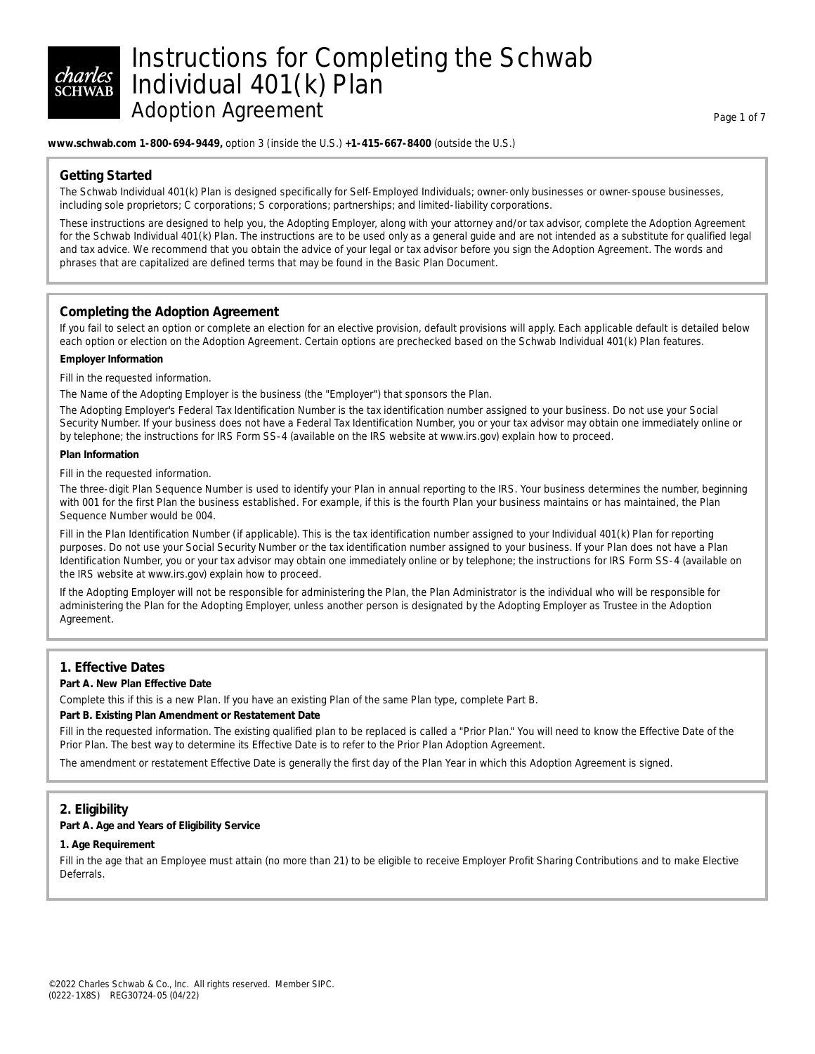# Instructions for Completing the Schwab Individual 401(k) Plan
## Adoption Agreement

**www.schwab.com 1-800-694-9449,** option 3 (inside the U.S.) **+1-415-667-8400** (outside the U.S.)

### Getting Started

The Schwab Individual 401(k) Plan is designed specifically for Self-Employed Individuals; owner-only businesses or owner-spouse businesses, including sole proprietors; C corporations; S corporations; partnerships; and limited-liability corporations.

These instructions are designed to help you, the Adopting Employer, along with your attorney and/or tax advisor, complete the Adoption Agreement for the Schwab Individual 401(k) Plan. The instructions are to be used only as a general guide and are not intended as a substitute for qualified legal and tax advice. We recommend that you obtain the advice of your legal or tax advisor before you sign the Adoption Agreement. The words and phrases that are capitalized are defined terms that may be found in the Basic Plan Document.

### Completing the Adoption Agreement

If you fail to select an option or complete an election for an elective provision, default provisions will apply. Each applicable default is detailed below each option or election on the Adoption Agreement. Certain options are prechecked based on the Schwab Individual 401(k) Plan features.

**Employer Information**

Fill in the requested information.

The Name of the Adopting Employer is the business (the "Employer") that sponsors the Plan.

The Adopting Employer's Federal Tax Identification Number is the tax identification number assigned to your business. Do not use your Social Security Number. If your business does not have a Federal Tax Identification Number, you or your tax advisor may obtain one immediately online or by telephone; the instructions for IRS Form SS-4 (available on the IRS website at www.irs.gov) explain how to proceed.

**Plan Information**

Fill in the requested information.

The three-digit Plan Sequence Number is used to identify your Plan in annual reporting to the IRS. Your business determines the number, beginning with 001 for the first Plan the business established. For example, if this is the fourth Plan your business maintains or has maintained, the Plan Sequence Number would be 004.

Fill in the Plan Identification Number (if applicable). This is the tax identification number assigned to your Individual 401(k) Plan for reporting purposes. Do not use your Social Security Number or the tax identification number assigned to your business. If your Plan does not have a Plan Identification Number, you or your tax advisor may obtain one immediately online or by telephone; the instructions for IRS Form SS-4 (available on the IRS website at www.irs.gov) explain how to proceed.

If the Adopting Employer will not be responsible for administering the Plan, the Plan Administrator is the individual who will be responsible for administering the Plan for the Adopting Employer, unless another person is designated by the Adopting Employer as Trustee in the Adoption Agreement.

### 1. Effective Dates

**Part A. New Plan Effective Date**

Complete this if this is a new Plan. If you have an existing Plan of the same Plan type, complete Part B.

**Part B. Existing Plan Amendment or Restatement Date**

Fill in the requested information. The existing qualified plan to be replaced is called a "Prior Plan." You will need to know the Effective Date of the Prior Plan. The best way to determine its Effective Date is to refer to the Prior Plan Adoption Agreement.

The amendment or restatement Effective Date is generally the first day of the Plan Year in which this Adoption Agreement is signed.

### 2. Eligibility

**Part A. Age and Years of Eligibility Service**

**1. Age Requirement**

Fill in the age that an Employee must attain (no more than 21) to be eligible to receive Employer Profit Sharing Contributions and to make Elective Deferrals.

©2022 Charles Schwab & Co., Inc. All rights reserved. Member SIPC.
(0222-1X8S) REG30724-05 (04/22)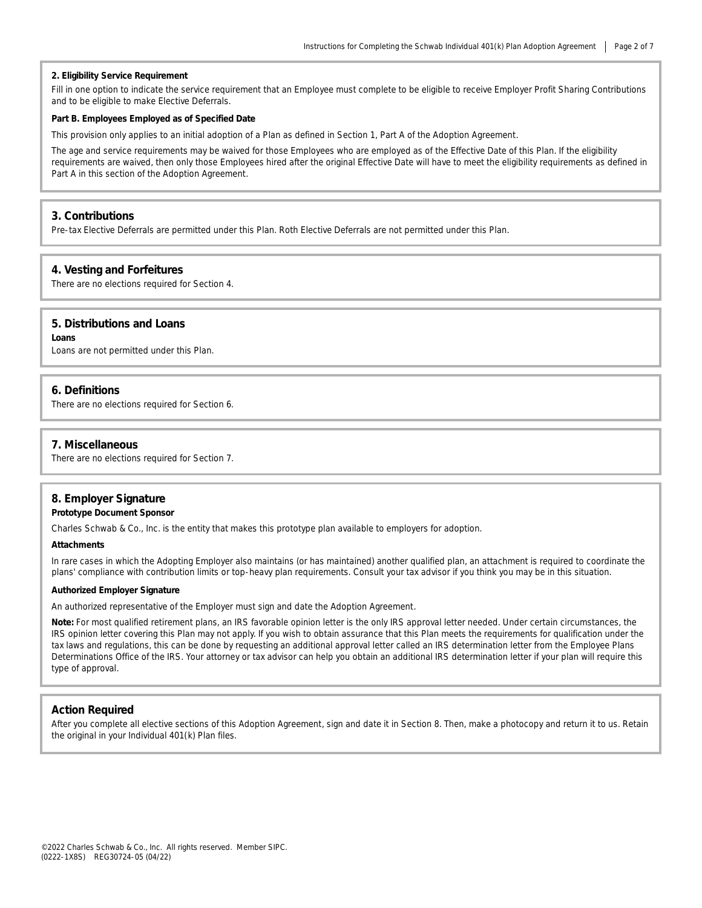**2. Eligibility Service Requirement**

Fill in one option to indicate the service requirement that an Employee must complete to be eligible to receive Employer Profit Sharing Contributions and to be eligible to make Elective Deferrals.

**Part B. Employees Employed as of Specified Date**

This provision only applies to an initial adoption of a Plan as defined in Section 1, Part A of the Adoption Agreement.

The age and service requirements may be waived for those Employees who are employed as of the Effective Date of this Plan. If the eligibility requirements are waived, then only those Employees hired after the original Effective Date will have to meet the eligibility requirements as defined in Part A in this section of the Adoption Agreement.

## 3. Contributions

Pre-tax Elective Deferrals are permitted under this Plan. Roth Elective Deferrals are not permitted under this Plan.

## 4. Vesting and Forfeitures

There are no elections required for Section 4.

## 5. Distributions and Loans

**Loans**

Loans are not permitted under this Plan.

## 6. Definitions

There are no elections required for Section 6.

## 7. Miscellaneous

There are no elections required for Section 7.

## 8. Employer Signature

**Prototype Document Sponsor**

Charles Schwab & Co., Inc. is the entity that makes this prototype plan available to employers for adoption.

**Attachments**

In rare cases in which the Adopting Employer also maintains (or has maintained) another qualified plan, an attachment is required to coordinate the plans' compliance with contribution limits or top-heavy plan requirements. Consult your tax advisor if you think you may be in this situation.

**Authorized Employer Signature**

An authorized representative of the Employer must sign and date the Adoption Agreement.

**Note:** For most qualified retirement plans, an IRS favorable opinion letter is the only IRS approval letter needed. Under certain circumstances, the IRS opinion letter covering this Plan may not apply. If you wish to obtain assurance that this Plan meets the requirements for qualification under the tax laws and regulations, this can be done by requesting an additional approval letter called an IRS determination letter from the Employee Plans Determinations Office of the IRS. Your attorney or tax advisor can help you obtain an additional IRS determination letter if your plan will require this type of approval.

## Action Required

After you complete all elective sections of this Adoption Agreement, sign and date it in Section 8. Then, make a photocopy and return it to us. Retain the original in your Individual 401(k) Plan files.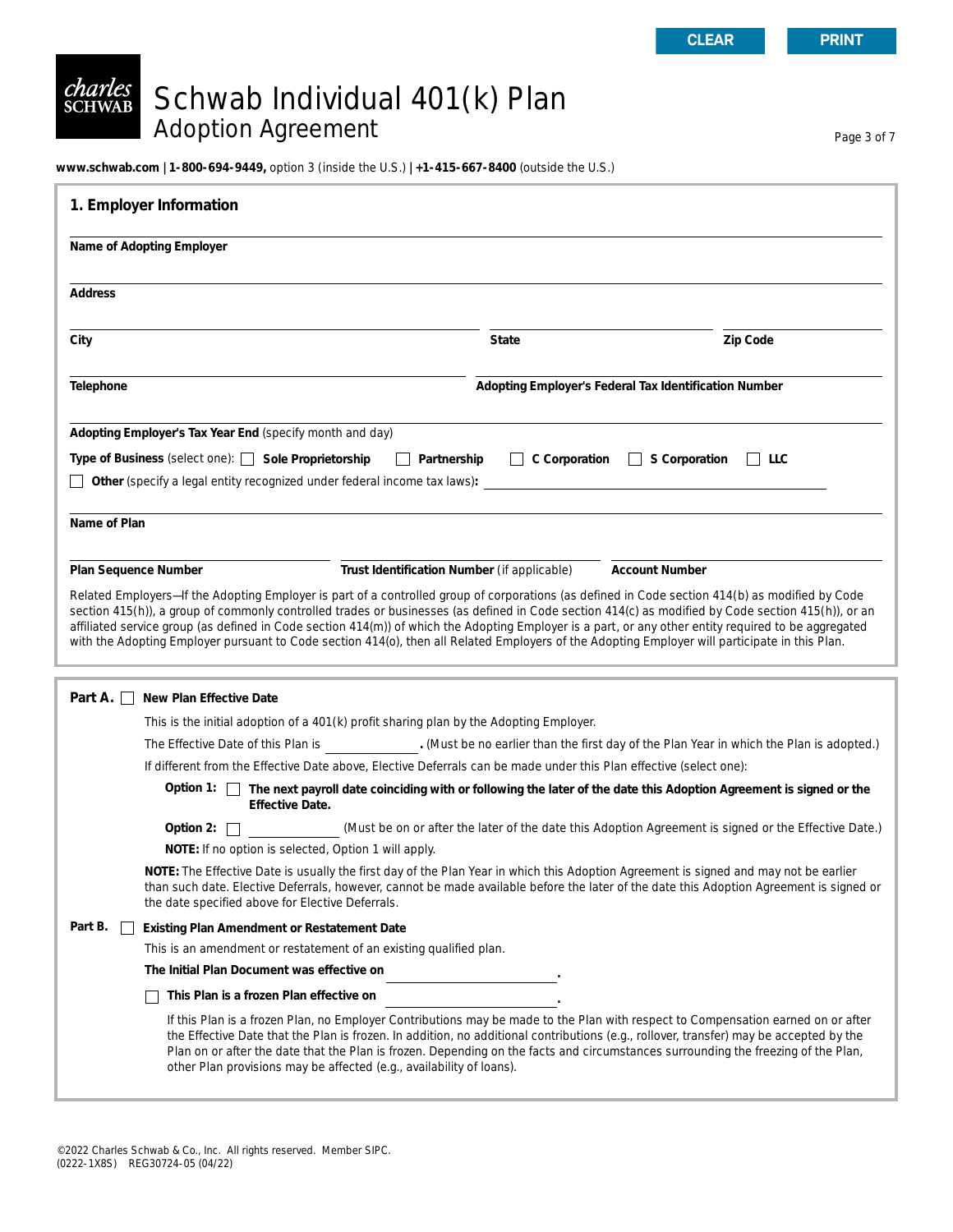# Schwab Individual 401(k) Plan
## Adoption Agreement

**www.schwab.com** | **1-800-694-9449,** option 3 (inside the U.S.) | **+1-415-667-8400** (outside the U.S.)

## 1. Employer Information

**Name of Adopting Employer** ______________________________

**Address** ______________________________

**City** ______________ **State** ______________ **Zip Code** ______________

**Telephone** ______________ **Adopting Employer's Federal Tax Identification Number** ______________

**Adopting Employer's Tax Year End** (specify month and day) ______________

**Type of Business** (select one): ☐ **Sole Proprietorship** ☐ **Partnership** ☐ **C Corporation** ☐ **S Corporation** ☐ **LLC**

☐ **Other** (specify a legal entity recognized under federal income tax laws)**:** ______________

**Name of Plan** ______________________________

**Plan Sequence Number** ______________ **Trust Identification Number** (if applicable) ______________ **Account Number** ______________

Related Employers—If the Adopting Employer is part of a controlled group of corporations (as defined in Code section 414(b) as modified by Code section 415(h)), a group of commonly controlled trades or businesses (as defined in Code section 414(c) as modified by Code section 415(h)), or an affiliated service group (as defined in Code section 414(m)) of which the Adopting Employer is a part, or any other entity required to be aggregated with the Adopting Employer pursuant to Code section 414(o), then all Related Employers of the Adopting Employer will participate in this Plan.

**Part A.** ☐ **New Plan Effective Date**

This is the initial adoption of a 401(k) profit sharing plan by the Adopting Employer.

The Effective Date of this Plan is ______________**.** (Must be no earlier than the first day of the Plan Year in which the Plan is adopted.)

If different from the Effective Date above, Elective Deferrals can be made under this Plan effective (select one):

**Option 1:** ☐ **The next payroll date coinciding with or following the later of the date this Adoption Agreement is signed or the Effective Date.**

**Option 2:** ☐ ______________ (Must be on or after the later of the date this Adoption Agreement is signed or the Effective Date.)

**NOTE:** If no option is selected, Option 1 will apply.

**NOTE:** The Effective Date is usually the first day of the Plan Year in which this Adoption Agreement is signed and may not be earlier than such date. Elective Deferrals, however, cannot be made available before the later of the date this Adoption Agreement is signed or the date specified above for Elective Deferrals.

**Part B.** ☐ **Existing Plan Amendment or Restatement Date**

This is an amendment or restatement of an existing qualified plan.

**The Initial Plan Document was effective on** ______________**.**

☐ **This Plan is a frozen Plan effective on** ______________**.**

If this Plan is a frozen Plan, no Employer Contributions may be made to the Plan with respect to Compensation earned on or after the Effective Date that the Plan is frozen. In addition, no additional contributions (e.g., rollover, transfer) may be accepted by the Plan on or after the date that the Plan is frozen. Depending on the facts and circumstances surrounding the freezing of the Plan, other Plan provisions may be affected (e.g., availability of loans).

©2022 Charles Schwab & Co., Inc. All rights reserved. Member SIPC.
(0222-1X8S) REG30724-05 (04/22)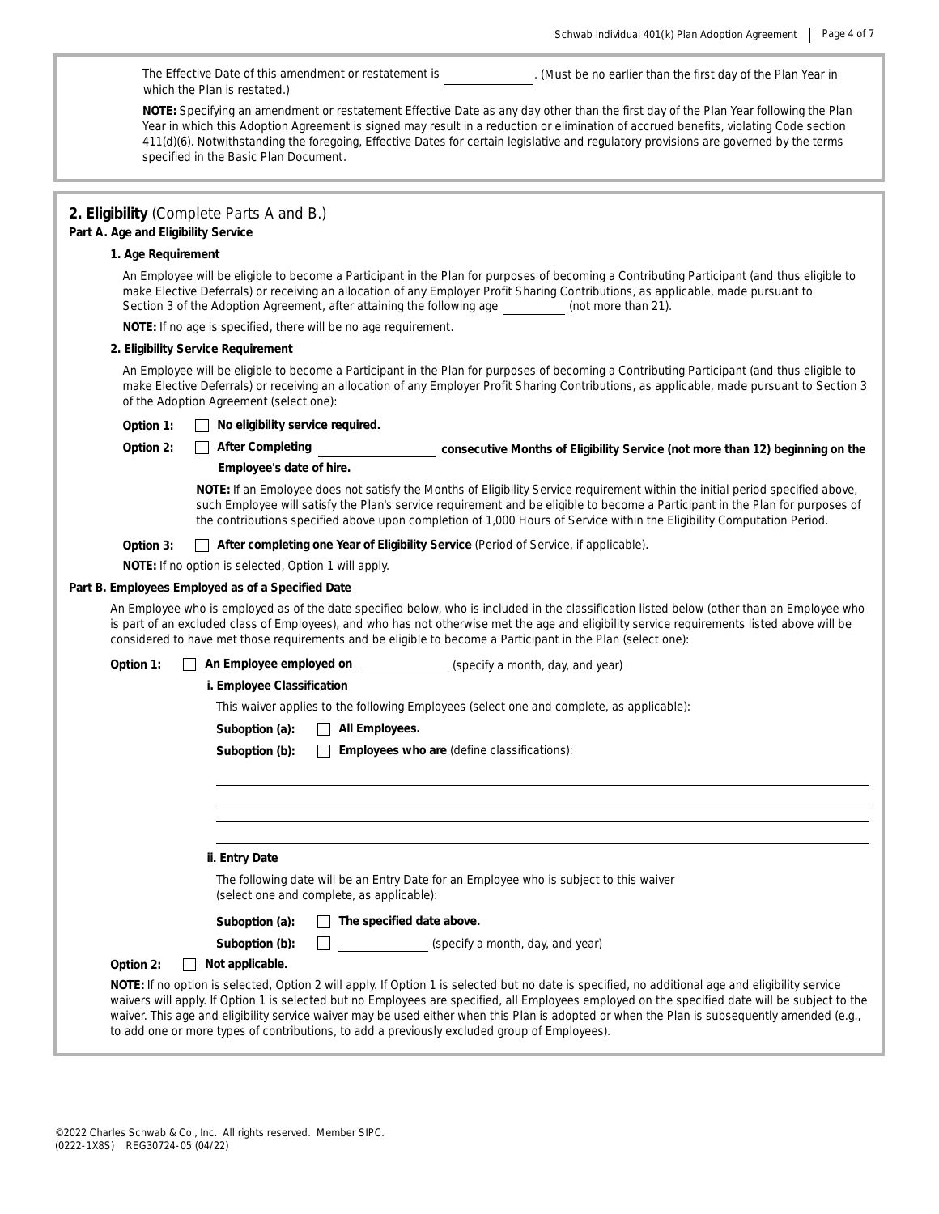The Effective Date of this amendment or restatement is \_\_\_\_\_\_\_\_\_\_. (Must be no earlier than the first day of the Plan Year in which the Plan is restated.)

**NOTE:** Specifying an amendment or restatement Effective Date as any day other than the first day of the Plan Year following the Plan Year in which this Adoption Agreement is signed may result in a reduction or elimination of accrued benefits, violating Code section 411(d)(6). Notwithstanding the foregoing, Effective Dates for certain legislative and regulatory provisions are governed by the terms specified in the Basic Plan Document.

## 2. Eligibility (Complete Parts A and B.)

### Part A. Age and Eligibility Service

**1. Age Requirement**

An Employee will be eligible to become a Participant in the Plan for purposes of becoming a Contributing Participant (and thus eligible to make Elective Deferrals) or receiving an allocation of any Employer Profit Sharing Contributions, as applicable, made pursuant to Section 3 of the Adoption Agreement, after attaining the following age \_\_\_\_\_\_\_\_ (not more than 21).

**NOTE:** If no age is specified, there will be no age requirement.

**2. Eligibility Service Requirement**

An Employee will be eligible to become a Participant in the Plan for purposes of becoming a Contributing Participant (and thus eligible to make Elective Deferrals) or receiving an allocation of any Employer Profit Sharing Contributions, as applicable, made pursuant to Section 3 of the Adoption Agreement (select one):

**Option 1:** ☐ **No eligibility service required.**

**Option 2:** ☐ **After Completing** \_\_\_\_\_\_\_\_\_\_ **consecutive Months of Eligibility Service (not more than 12) beginning on the Employee's date of hire.**

**NOTE:** If an Employee does not satisfy the Months of Eligibility Service requirement within the initial period specified above, such Employee will satisfy the Plan's service requirement and be eligible to become a Participant in the Plan for purposes of the contributions specified above upon completion of 1,000 Hours of Service within the Eligibility Computation Period.

**Option 3:** ☐ **After completing one Year of Eligibility Service** (Period of Service, if applicable).

**NOTE:** If no option is selected, Option 1 will apply.

### Part B. Employees Employed as of a Specified Date

An Employee who is employed as of the date specified below, who is included in the classification listed below (other than an Employee who is part of an excluded class of Employees), and who has not otherwise met the age and eligibility service requirements listed above will be considered to have met those requirements and be eligible to become a Participant in the Plan (select one):

**Option 1:** ☐ **An Employee employed on** \_\_\_\_\_\_\_\_\_\_ (specify a month, day, and year)

**i. Employee Classification**

This waiver applies to the following Employees (select one and complete, as applicable):

**Suboption (a):** ☐ **All Employees.**

**Suboption (b):** ☐ **Employees who are** (define classifications):

\_\_\_\_\_\_\_\_\_\_\_\_\_\_\_\_\_\_\_\_\_\_\_\_\_\_\_\_\_\_\_\_\_\_\_\_\_\_\_\_

\_\_\_\_\_\_\_\_\_\_\_\_\_\_\_\_\_\_\_\_\_\_\_\_\_\_\_\_\_\_\_\_\_\_\_\_\_\_\_\_

\_\_\_\_\_\_\_\_\_\_\_\_\_\_\_\_\_\_\_\_\_\_\_\_\_\_\_\_\_\_\_\_\_\_\_\_\_\_\_\_

\_\_\_\_\_\_\_\_\_\_\_\_\_\_\_\_\_\_\_\_\_\_\_\_\_\_\_\_\_\_\_\_\_\_\_\_\_\_\_\_

**ii. Entry Date**

The following date will be an Entry Date for an Employee who is subject to this waiver (select one and complete, as applicable):

**Suboption (a):** ☐ **The specified date above.**

**Suboption (b):** ☐ \_\_\_\_\_\_\_\_\_\_ (specify a month, day, and year)

**Option 2:** ☐ **Not applicable.**

**NOTE:** If no option is selected, Option 2 will apply. If Option 1 is selected but no date is specified, no additional age and eligibility service waivers will apply. If Option 1 is selected but no Employees are specified, all Employees employed on the specified date will be subject to the waiver. This age and eligibility service waiver may be used either when this Plan is adopted or when the Plan is subsequently amended (e.g., to add one or more types of contributions, to add a previously excluded group of Employees).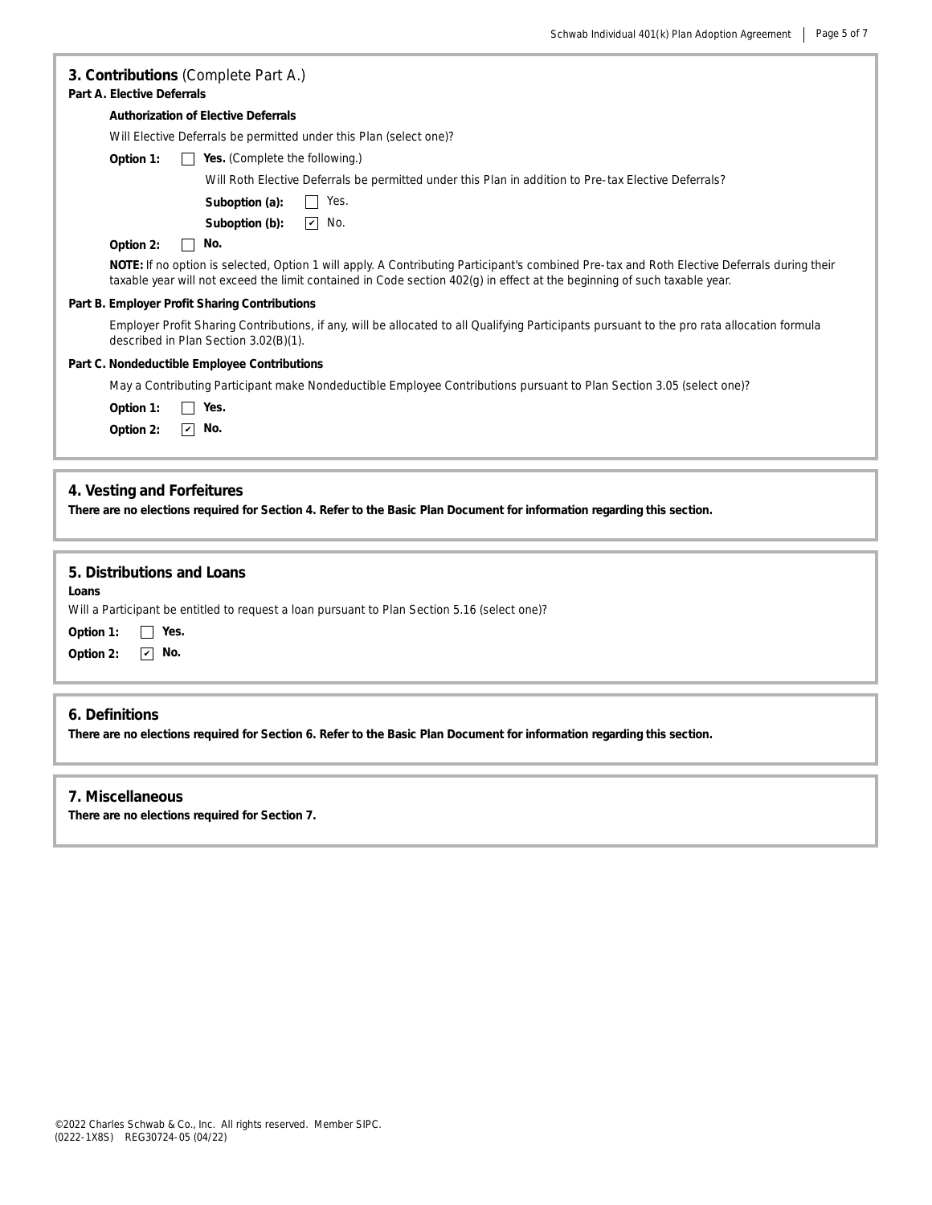## 3. Contributions (Complete Part A.)

**Part A. Elective Deferrals**

**Authorization of Elective Deferrals**

Will Elective Deferrals be permitted under this Plan (select one)?

**Option 1:** ☐ **Yes.** (Complete the following.)

Will Roth Elective Deferrals be permitted under this Plan in addition to Pre-tax Elective Deferrals?

**Suboption (a):** ☐ Yes.

**Suboption (b):** ☑ No.

**Option 2:** ☐ **No.**

**NOTE:** If no option is selected, Option 1 will apply. A Contributing Participant's combined Pre-tax and Roth Elective Deferrals during their taxable year will not exceed the limit contained in Code section 402(g) in effect at the beginning of such taxable year.

**Part B. Employer Profit Sharing Contributions**

Employer Profit Sharing Contributions, if any, will be allocated to all Qualifying Participants pursuant to the pro rata allocation formula described in Plan Section 3.02(B)(1).

**Part C. Nondeductible Employee Contributions**

May a Contributing Participant make Nondeductible Employee Contributions pursuant to Plan Section 3.05 (select one)?

**Option 1:** ☐ **Yes.**

**Option 2:** ☑ **No.**

## 4. Vesting and Forfeitures

**There are no elections required for Section 4. Refer to the Basic Plan Document for information regarding this section.**

## 5. Distributions and Loans

**Loans**

Will a Participant be entitled to request a loan pursuant to Plan Section 5.16 (select one)?

**Option 1:** ☐ **Yes.**

**Option 2:** ☑ **No.**

## 6. Definitions

**There are no elections required for Section 6. Refer to the Basic Plan Document for information regarding this section.**

## 7. Miscellaneous

**There are no elections required for Section 7.**

©2022 Charles Schwab & Co., Inc. All rights reserved. Member SIPC.
(0222-1X8S) REG30724-05 (04/22)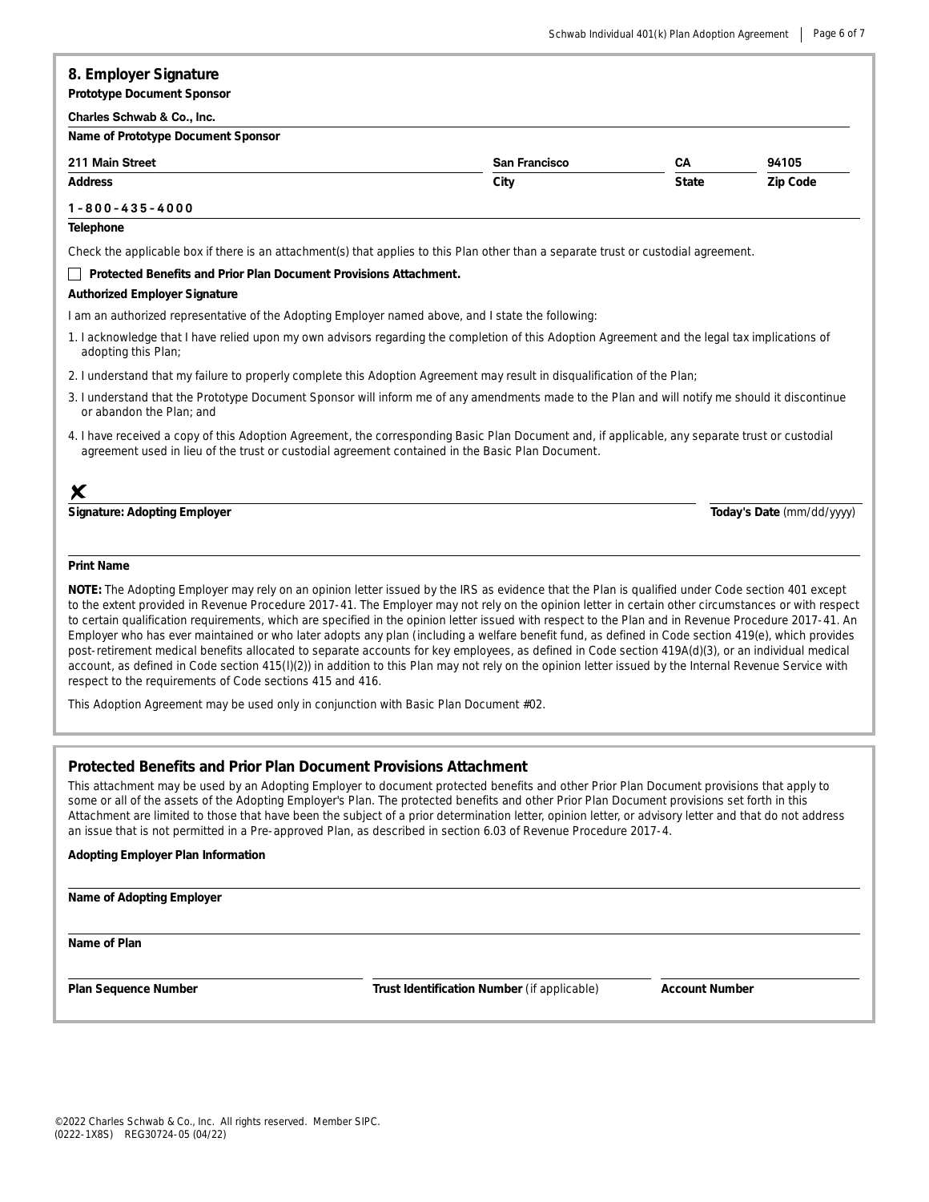## 8. Employer Signature

**Prototype Document Sponsor**

**Charles Schwab & Co., Inc.**
**Name of Prototype Document Sponsor**

| **211 Main Street** | **San Francisco** | **CA** | **94105** |
|---|---|---|---|
| **Address** | **City** | **State** | **Zip Code** |

**1-800-435-4000**
**Telephone**

Check the applicable box if there is an attachment(s) that applies to this Plan other than a separate trust or custodial agreement.

☐ **Protected Benefits and Prior Plan Document Provisions Attachment.**

**Authorized Employer Signature**

I am an authorized representative of the Adopting Employer named above, and I state the following:

1. I acknowledge that I have relied upon my own advisors regarding the completion of this Adoption Agreement and the legal tax implications of adopting this Plan;
2. I understand that my failure to properly complete this Adoption Agreement may result in disqualification of the Plan;
3. I understand that the Prototype Document Sponsor will inform me of any amendments made to the Plan and will notify me should it discontinue or abandon the Plan; and
4. I have received a copy of this Adoption Agreement, the corresponding Basic Plan Document and, if applicable, any separate trust or custodial agreement used in lieu of the trust or custodial agreement contained in the Basic Plan Document.

✘ ______________________________________________ ______________

**Signature: Adopting Employer** **Today's Date** (mm/dd/yyyy)

______________________________________________

**Print Name**

**NOTE:** The Adopting Employer may rely on an opinion letter issued by the IRS as evidence that the Plan is qualified under Code section 401 except to the extent provided in Revenue Procedure 2017-41. The Employer may not rely on the opinion letter in certain other circumstances or with respect to certain qualification requirements, which are specified in the opinion letter issued with respect to the Plan and in Revenue Procedure 2017-41. An Employer who has ever maintained or who later adopts any plan (including a welfare benefit fund, as defined in Code section 419(e), which provides post-retirement medical benefits allocated to separate accounts for key employees, as defined in Code section 419A(d)(3), or an individual medical account, as defined in Code section 415(l)(2)) in addition to this Plan may not rely on the opinion letter issued by the Internal Revenue Service with respect to the requirements of Code sections 415 and 416.

This Adoption Agreement may be used only in conjunction with Basic Plan Document #02.

## Protected Benefits and Prior Plan Document Provisions Attachment

This attachment may be used by an Adopting Employer to document protected benefits and other Prior Plan Document provisions that apply to some or all of the assets of the Adopting Employer's Plan. The protected benefits and other Prior Plan Document provisions set forth in this Attachment are limited to those that have been the subject of a prior determination letter, opinion letter, or advisory letter and that do not address an issue that is not permitted in a Pre-approved Plan, as described in section 6.03 of Revenue Procedure 2017-4.

**Adopting Employer Plan Information**

______________________________________________

**Name of Adopting Employer**

______________________________________________

**Name of Plan**

| | | |
|---|---|---|
| **Plan Sequence Number** | **Trust Identification Number** (if applicable) | **Account Number** |

©2022 Charles Schwab & Co., Inc. All rights reserved. Member SIPC.
(0222-1X8S) REG30724-05 (04/22)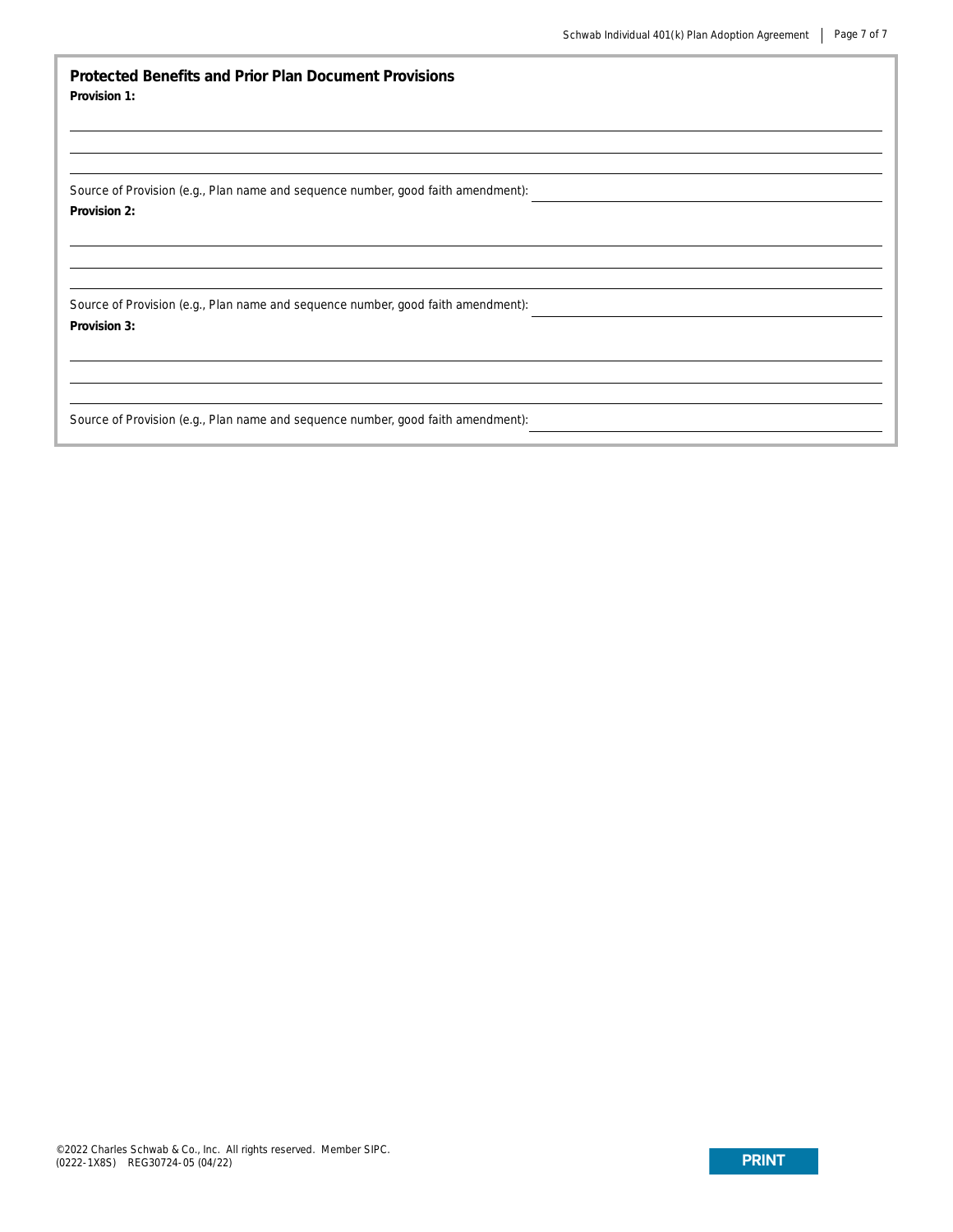## Protected Benefits and Prior Plan Document Provisions

**Provision 1:**

Source of Provision (e.g., Plan name and sequence number, good faith amendment):

**Provision 2:**

Source of Provision (e.g., Plan name and sequence number, good faith amendment):

**Provision 3:**

Source of Provision (e.g., Plan name and sequence number, good faith amendment):

©2022 Charles Schwab & Co., Inc. All rights reserved. Member SIPC.
(0222-1X8S) REG30724-05 (04/22)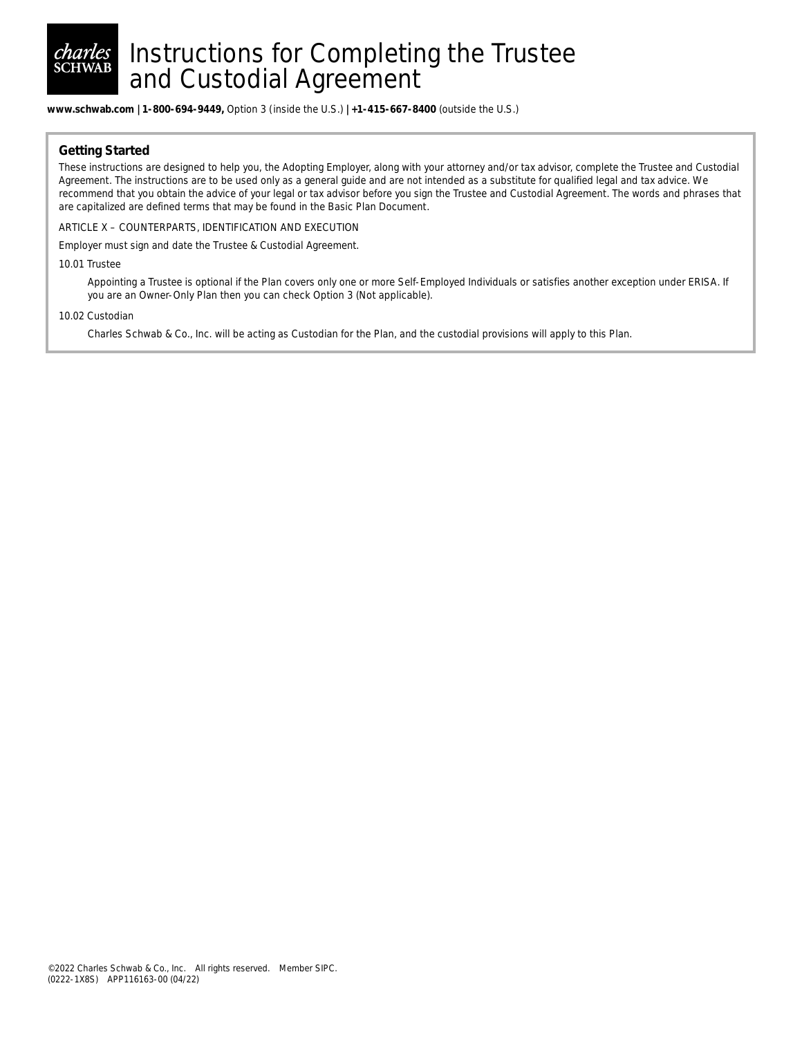# Instructions for Completing the Trustee and Custodial Agreement

**www.schwab.com** | **1-800-694-9449,** Option 3 (inside the U.S.) | **+1-415-667-8400** (outside the U.S.)

## Getting Started

These instructions are designed to help you, the Adopting Employer, along with your attorney and/or tax advisor, complete the Trustee and Custodial Agreement. The instructions are to be used only as a general guide and are not intended as a substitute for qualified legal and tax advice. We recommend that you obtain the advice of your legal or tax advisor before you sign the Trustee and Custodial Agreement. The words and phrases that are capitalized are defined terms that may be found in the Basic Plan Document.

ARTICLE X – COUNTERPARTS, IDENTIFICATION AND EXECUTION

Employer must sign and date the Trustee & Custodial Agreement.

10.01 Trustee

Appointing a Trustee is optional if the Plan covers only one or more Self-Employed Individuals or satisfies another exception under ERISA. If you are an Owner-Only Plan then you can check Option 3 (Not applicable).

10.02 Custodian

Charles Schwab & Co., Inc. will be acting as Custodian for the Plan, and the custodial provisions will apply to this Plan.

©2022 Charles Schwab & Co., Inc. All rights reserved. Member SIPC.
(0222-1X8S) APP116163-00 (04/22)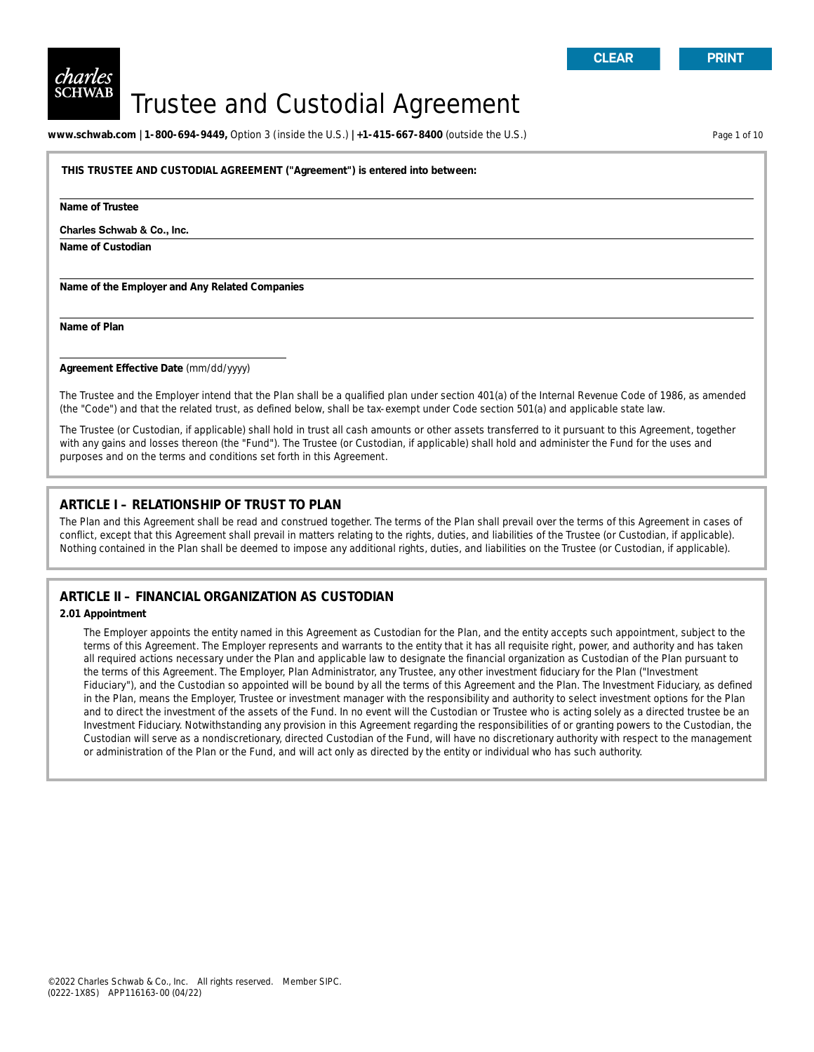# Trustee and Custodial Agreement

**www.schwab.com** | **1-800-694-9449,** Option 3 (inside the U.S.) | **+1-415-667-8400** (outside the U.S.)

**THIS TRUSTEE AND CUSTODIAL AGREEMENT ("Agreement") is entered into between:**

**Name of Trustee**

**Charles Schwab & Co., Inc.**

**Name of Custodian**

**Name of the Employer and Any Related Companies**

**Name of Plan**

**Agreement Effective Date** (mm/dd/yyyy)

The Trustee and the Employer intend that the Plan shall be a qualified plan under section 401(a) of the Internal Revenue Code of 1986, as amended (the "Code") and that the related trust, as defined below, shall be tax-exempt under Code section 501(a) and applicable state law.

The Trustee (or Custodian, if applicable) shall hold in trust all cash amounts or other assets transferred to it pursuant to this Agreement, together with any gains and losses thereon (the "Fund"). The Trustee (or Custodian, if applicable) shall hold and administer the Fund for the uses and purposes and on the terms and conditions set forth in this Agreement.

## ARTICLE I – RELATIONSHIP OF TRUST TO PLAN

The Plan and this Agreement shall be read and construed together. The terms of the Plan shall prevail over the terms of this Agreement in cases of conflict, except that this Agreement shall prevail in matters relating to the rights, duties, and liabilities of the Trustee (or Custodian, if applicable). Nothing contained in the Plan shall be deemed to impose any additional rights, duties, and liabilities on the Trustee (or Custodian, if applicable).

## ARTICLE II – FINANCIAL ORGANIZATION AS CUSTODIAN

### 2.01 Appointment

The Employer appoints the entity named in this Agreement as Custodian for the Plan, and the entity accepts such appointment, subject to the terms of this Agreement. The Employer represents and warrants to the entity that it has all requisite right, power, and authority and has taken all required actions necessary under the Plan and applicable law to designate the financial organization as Custodian of the Plan pursuant to the terms of this Agreement. The Employer, Plan Administrator, any Trustee, any other investment fiduciary for the Plan ("Investment Fiduciary"), and the Custodian so appointed will be bound by all the terms of this Agreement and the Plan. The Investment Fiduciary, as defined in the Plan, means the Employer, Trustee or investment manager with the responsibility and authority to select investment options for the Plan and to direct the investment of the assets of the Fund. In no event will the Custodian or Trustee who is acting solely as a directed trustee be an Investment Fiduciary. Notwithstanding any provision in this Agreement regarding the responsibilities of or granting powers to the Custodian, the Custodian will serve as a nondiscretionary, directed Custodian of the Fund, will have no discretionary authority with respect to the management or administration of the Plan or the Fund, and will act only as directed by the entity or individual who has such authority.

©2022 Charles Schwab & Co., Inc. All rights reserved. Member SIPC.
(0222-1X8S) APP116163-00 (04/22)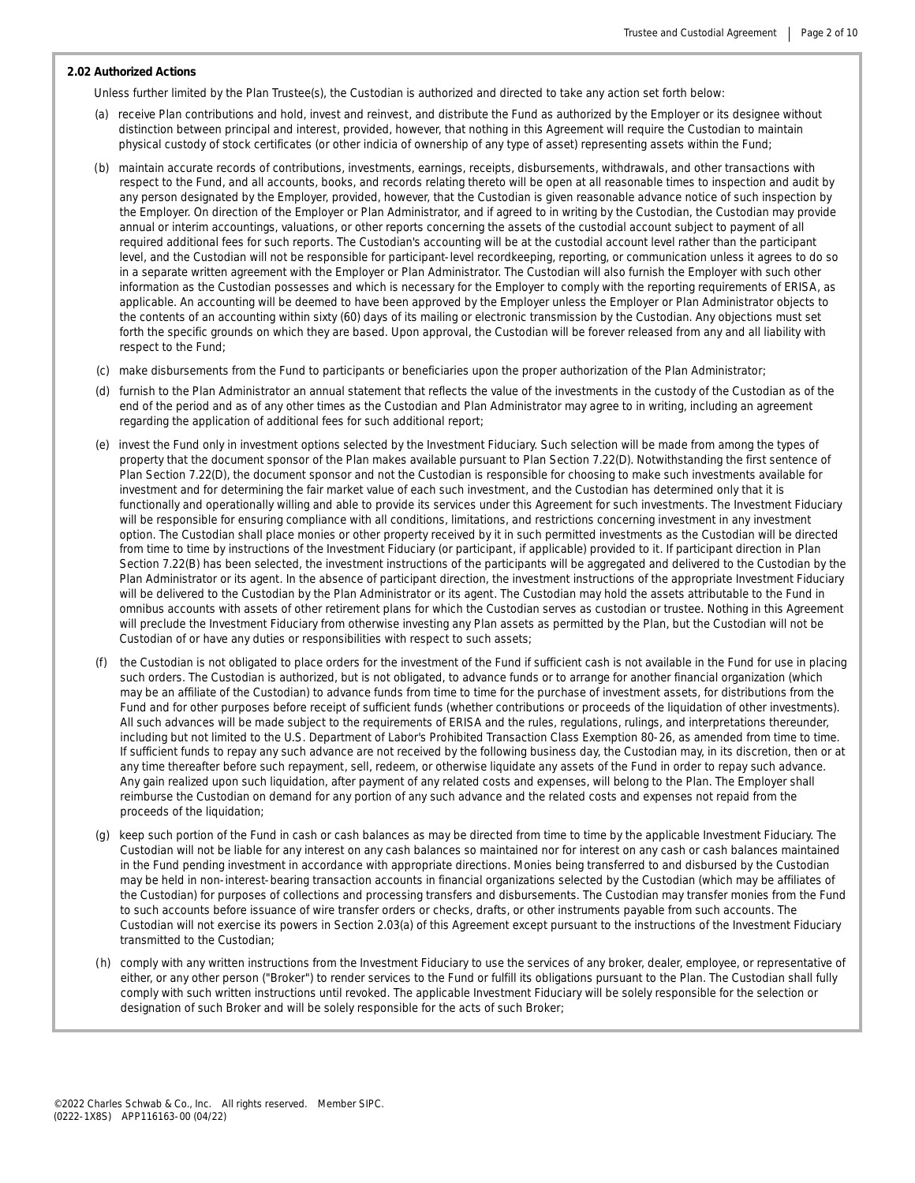**2.02 Authorized Actions**

Unless further limited by the Plan Trustee(s), the Custodian is authorized and directed to take any action set forth below:

(a) receive Plan contributions and hold, invest and reinvest, and distribute the Fund as authorized by the Employer or its designee without distinction between principal and interest, provided, however, that nothing in this Agreement will require the Custodian to maintain physical custody of stock certificates (or other indicia of ownership of any type of asset) representing assets within the Fund;

(b) maintain accurate records of contributions, investments, earnings, receipts, disbursements, withdrawals, and other transactions with respect to the Fund, and all accounts, books, and records relating thereto will be open at all reasonable times to inspection and audit by any person designated by the Employer, provided, however, that the Custodian is given reasonable advance notice of such inspection by the Employer. On direction of the Employer or Plan Administrator, and if agreed to in writing by the Custodian, the Custodian may provide annual or interim accountings, valuations, or other reports concerning the assets of the custodial account subject to payment of all required additional fees for such reports. The Custodian's accounting will be at the custodial account level rather than the participant level, and the Custodian will not be responsible for participant-level recordkeeping, reporting, or communication unless it agrees to do so in a separate written agreement with the Employer or Plan Administrator. The Custodian will also furnish the Employer with such other information as the Custodian possesses and which is necessary for the Employer to comply with the reporting requirements of ERISA, as applicable. An accounting will be deemed to have been approved by the Employer unless the Employer or Plan Administrator objects to the contents of an accounting within sixty (60) days of its mailing or electronic transmission by the Custodian. Any objections must set forth the specific grounds on which they are based. Upon approval, the Custodian will be forever released from any and all liability with respect to the Fund;

(c) make disbursements from the Fund to participants or beneficiaries upon the proper authorization of the Plan Administrator;

(d) furnish to the Plan Administrator an annual statement that reflects the value of the investments in the custody of the Custodian as of the end of the period and as of any other times as the Custodian and Plan Administrator may agree to in writing, including an agreement regarding the application of additional fees for such additional report;

(e) invest the Fund only in investment options selected by the Investment Fiduciary. Such selection will be made from among the types of property that the document sponsor of the Plan makes available pursuant to Plan Section 7.22(D). Notwithstanding the first sentence of Plan Section 7.22(D), the document sponsor and not the Custodian is responsible for choosing to make such investments available for investment and for determining the fair market value of each such investment, and the Custodian has determined only that it is functionally and operationally willing and able to provide its services under this Agreement for such investments. The Investment Fiduciary will be responsible for ensuring compliance with all conditions, limitations, and restrictions concerning investment in any investment option. The Custodian shall place monies or other property received by it in such permitted investments as the Custodian will be directed from time to time by instructions of the Investment Fiduciary (or participant, if applicable) provided to it. If participant direction in Plan Section 7.22(B) has been selected, the investment instructions of the participants will be aggregated and delivered to the Custodian by the Plan Administrator or its agent. In the absence of participant direction, the investment instructions of the appropriate Investment Fiduciary will be delivered to the Custodian by the Plan Administrator or its agent. The Custodian may hold the assets attributable to the Fund in omnibus accounts with assets of other retirement plans for which the Custodian serves as custodian or trustee. Nothing in this Agreement will preclude the Investment Fiduciary from otherwise investing any Plan assets as permitted by the Plan, but the Custodian will not be Custodian of or have any duties or responsibilities with respect to such assets;

(f) the Custodian is not obligated to place orders for the investment of the Fund if sufficient cash is not available in the Fund for use in placing such orders. The Custodian is authorized, but is not obligated, to advance funds or to arrange for another financial organization (which may be an affiliate of the Custodian) to advance funds from time to time for the purchase of investment assets, for distributions from the Fund and for other purposes before receipt of sufficient funds (whether contributions or proceeds of the liquidation of other investments). All such advances will be made subject to the requirements of ERISA and the rules, regulations, rulings, and interpretations thereunder, including but not limited to the U.S. Department of Labor's Prohibited Transaction Class Exemption 80-26, as amended from time to time. If sufficient funds to repay any such advance are not received by the following business day, the Custodian may, in its discretion, then or at any time thereafter before such repayment, sell, redeem, or otherwise liquidate any assets of the Fund in order to repay such advance. Any gain realized upon such liquidation, after payment of any related costs and expenses, will belong to the Plan. The Employer shall reimburse the Custodian on demand for any portion of any such advance and the related costs and expenses not repaid from the proceeds of the liquidation;

(g) keep such portion of the Fund in cash or cash balances as may be directed from time to time by the applicable Investment Fiduciary. The Custodian will not be liable for any interest on any cash balances so maintained nor for interest on any cash or cash balances maintained in the Fund pending investment in accordance with appropriate directions. Monies being transferred to and disbursed by the Custodian may be held in non-interest-bearing transaction accounts in financial organizations selected by the Custodian (which may be affiliates of the Custodian) for purposes of collections and processing transfers and disbursements. The Custodian may transfer monies from the Fund to such accounts before issuance of wire transfer orders or checks, drafts, or other instruments payable from such accounts. The Custodian will not exercise its powers in Section 2.03(a) of this Agreement except pursuant to the instructions of the Investment Fiduciary transmitted to the Custodian;

(h) comply with any written instructions from the Investment Fiduciary to use the services of any broker, dealer, employee, or representative of either, or any other person ("Broker") to render services to the Fund or fulfill its obligations pursuant to the Plan. The Custodian shall fully comply with such written instructions until revoked. The applicable Investment Fiduciary will be solely responsible for the selection or designation of such Broker and will be solely responsible for the acts of such Broker;

©2022 Charles Schwab & Co., Inc. All rights reserved. Member SIPC.
(0222-1X8S) APP116163-00 (04/22)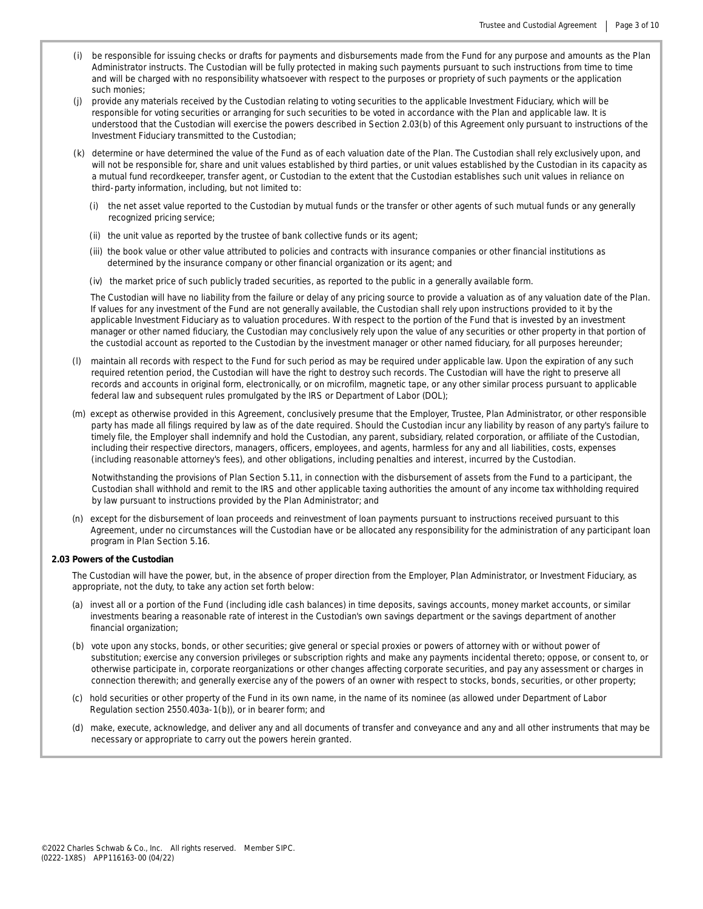(i) be responsible for issuing checks or drafts for payments and disbursements made from the Fund for any purpose and amounts as the Plan Administrator instructs. The Custodian will be fully protected in making such payments pursuant to such instructions from time to time and will be charged with no responsibility whatsoever with respect to the purposes or propriety of such payments or the application such monies;

(j) provide any materials received by the Custodian relating to voting securities to the applicable Investment Fiduciary, which will be responsible for voting securities or arranging for such securities to be voted in accordance with the Plan and applicable law. It is understood that the Custodian will exercise the powers described in Section 2.03(b) of this Agreement only pursuant to instructions of the Investment Fiduciary transmitted to the Custodian;

(k) determine or have determined the value of the Fund as of each valuation date of the Plan. The Custodian shall rely exclusively upon, and will not be responsible for, share and unit values established by third parties, or unit values established by the Custodian in its capacity as a mutual fund recordkeeper, transfer agent, or Custodian to the extent that the Custodian establishes such unit values in reliance on third-party information, including, but not limited to:

   (i) the net asset value reported to the Custodian by mutual funds or the transfer or other agents of such mutual funds or any generally recognized pricing service;

   (ii) the unit value as reported by the trustee of bank collective funds or its agent;

   (iii) the book value or other value attributed to policies and contracts with insurance companies or other financial institutions as determined by the insurance company or other financial organization or its agent; and

   (iv) the market price of such publicly traded securities, as reported to the public in a generally available form.

   The Custodian will have no liability from the failure or delay of any pricing source to provide a valuation as of any valuation date of the Plan. If values for any investment of the Fund are not generally available, the Custodian shall rely upon instructions provided to it by the applicable Investment Fiduciary as to valuation procedures. With respect to the portion of the Fund that is invested by an investment manager or other named fiduciary, the Custodian may conclusively rely upon the value of any securities or other property in that portion of the custodial account as reported to the Custodian by the investment manager or other named fiduciary, for all purposes hereunder;

(l) maintain all records with respect to the Fund for such period as may be required under applicable law. Upon the expiration of any such required retention period, the Custodian will have the right to destroy such records. The Custodian will have the right to preserve all records and accounts in original form, electronically, or on microfilm, magnetic tape, or any other similar process pursuant to applicable federal law and subsequent rules promulgated by the IRS or Department of Labor (DOL);

(m) except as otherwise provided in this Agreement, conclusively presume that the Employer, Trustee, Plan Administrator, or other responsible party has made all filings required by law as of the date required. Should the Custodian incur any liability by reason of any party's failure to timely file, the Employer shall indemnify and hold the Custodian, any parent, subsidiary, related corporation, or affiliate of the Custodian, including their respective directors, managers, officers, employees, and agents, harmless for any and all liabilities, costs, expenses (including reasonable attorney's fees), and other obligations, including penalties and interest, incurred by the Custodian.

   Notwithstanding the provisions of Plan Section 5.11, in connection with the disbursement of assets from the Fund to a participant, the Custodian shall withhold and remit to the IRS and other applicable taxing authorities the amount of any income tax withholding required by law pursuant to instructions provided by the Plan Administrator; and

(n) except for the disbursement of loan proceeds and reinvestment of loan payments pursuant to instructions received pursuant to this Agreement, under no circumstances will the Custodian have or be allocated any responsibility for the administration of any participant loan program in Plan Section 5.16.

**2.03 Powers of the Custodian**

The Custodian will have the power, but, in the absence of proper direction from the Employer, Plan Administrator, or Investment Fiduciary, as appropriate, not the duty, to take any action set forth below:

(a) invest all or a portion of the Fund (including idle cash balances) in time deposits, savings accounts, money market accounts, or similar investments bearing a reasonable rate of interest in the Custodian's own savings department or the savings department of another financial organization;

(b) vote upon any stocks, bonds, or other securities; give general or special proxies or powers of attorney with or without power of substitution; exercise any conversion privileges or subscription rights and make any payments incidental thereto; oppose, or consent to, or otherwise participate in, corporate reorganizations or other changes affecting corporate securities, and pay any assessment or charges in connection therewith; and generally exercise any of the powers of an owner with respect to stocks, bonds, securities, or other property;

(c) hold securities or other property of the Fund in its own name, in the name of its nominee (as allowed under Department of Labor Regulation section 2550.403a-1(b)), or in bearer form; and

(d) make, execute, acknowledge, and deliver any and all documents of transfer and conveyance and any and all other instruments that may be necessary or appropriate to carry out the powers herein granted.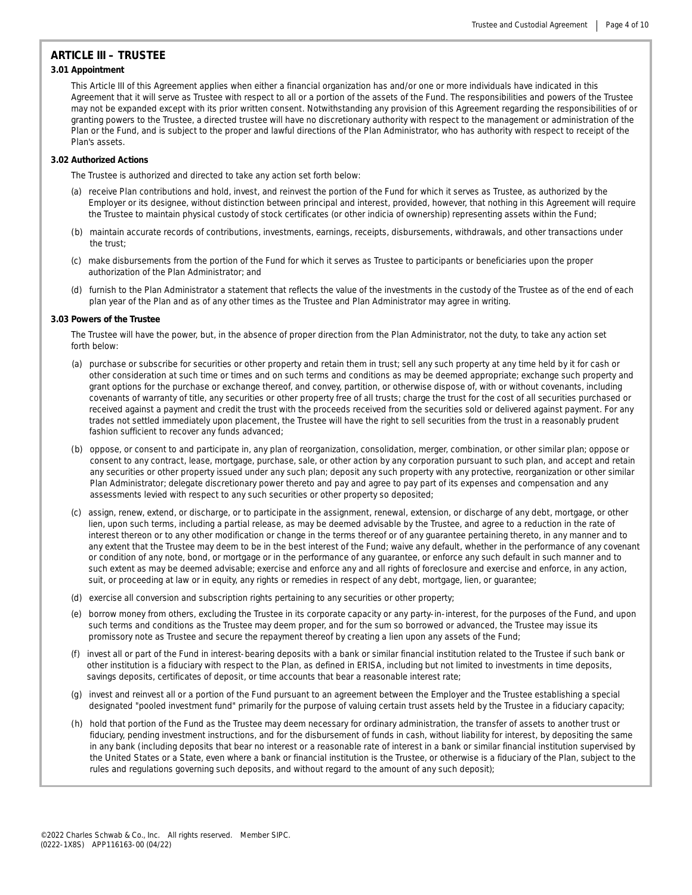## ARTICLE III – TRUSTEE

### 3.01 Appointment

This Article III of this Agreement applies when either a financial organization has and/or one or more individuals have indicated in this Agreement that it will serve as Trustee with respect to all or a portion of the assets of the Fund. The responsibilities and powers of the Trustee may not be expanded except with its prior written consent. Notwithstanding any provision of this Agreement regarding the responsibilities of or granting powers to the Trustee, a directed trustee will have no discretionary authority with respect to the management or administration of the Plan or the Fund, and is subject to the proper and lawful directions of the Plan Administrator, who has authority with respect to receipt of the Plan's assets.

### 3.02 Authorized Actions

The Trustee is authorized and directed to take any action set forth below:

(a) receive Plan contributions and hold, invest, and reinvest the portion of the Fund for which it serves as Trustee, as authorized by the Employer or its designee, without distinction between principal and interest, provided, however, that nothing in this Agreement will require the Trustee to maintain physical custody of stock certificates (or other indicia of ownership) representing assets within the Fund;

(b) maintain accurate records of contributions, investments, earnings, receipts, disbursements, withdrawals, and other transactions under the trust;

(c) make disbursements from the portion of the Fund for which it serves as Trustee to participants or beneficiaries upon the proper authorization of the Plan Administrator; and

(d) furnish to the Plan Administrator a statement that reflects the value of the investments in the custody of the Trustee as of the end of each plan year of the Plan and as of any other times as the Trustee and Plan Administrator may agree in writing.

### 3.03 Powers of the Trustee

The Trustee will have the power, but, in the absence of proper direction from the Plan Administrator, not the duty, to take any action set forth below:

(a) purchase or subscribe for securities or other property and retain them in trust; sell any such property at any time held by it for cash or other consideration at such time or times and on such terms and conditions as may be deemed appropriate; exchange such property and grant options for the purchase or exchange thereof, and convey, partition, or otherwise dispose of, with or without covenants, including covenants of warranty of title, any securities or other property free of all trusts; charge the trust for the cost of all securities purchased or received against a payment and credit the trust with the proceeds received from the securities sold or delivered against payment. For any trades not settled immediately upon placement, the Trustee will have the right to sell securities from the trust in a reasonably prudent fashion sufficient to recover any funds advanced;

(b) oppose, or consent to and participate in, any plan of reorganization, consolidation, merger, combination, or other similar plan; oppose or consent to any contract, lease, mortgage, purchase, sale, or other action by any corporation pursuant to such plan, and accept and retain any securities or other property issued under any such plan; deposit any such property with any protective, reorganization or other similar Plan Administrator; delegate discretionary power thereto and pay and agree to pay part of its expenses and compensation and any assessments levied with respect to any such securities or other property so deposited;

(c) assign, renew, extend, or discharge, or to participate in the assignment, renewal, extension, or discharge of any debt, mortgage, or other lien, upon such terms, including a partial release, as may be deemed advisable by the Trustee, and agree to a reduction in the rate of interest thereon or to any other modification or change in the terms thereof or of any guarantee pertaining thereto, in any manner and to any extent that the Trustee may deem to be in the best interest of the Fund; waive any default, whether in the performance of any covenant or condition of any note, bond, or mortgage or in the performance of any guarantee, or enforce any such default in such manner and to such extent as may be deemed advisable; exercise and enforce any and all rights of foreclosure and exercise and enforce, in any action, suit, or proceeding at law or in equity, any rights or remedies in respect of any debt, mortgage, lien, or guarantee;

(d) exercise all conversion and subscription rights pertaining to any securities or other property;

(e) borrow money from others, excluding the Trustee in its corporate capacity or any party-in-interest, for the purposes of the Fund, and upon such terms and conditions as the Trustee may deem proper, and for the sum so borrowed or advanced, the Trustee may issue its promissory note as Trustee and secure the repayment thereof by creating a lien upon any assets of the Fund;

(f) invest all or part of the Fund in interest-bearing deposits with a bank or similar financial institution related to the Trustee if such bank or other institution is a fiduciary with respect to the Plan, as defined in ERISA, including but not limited to investments in time deposits, savings deposits, certificates of deposit, or time accounts that bear a reasonable interest rate;

(g) invest and reinvest all or a portion of the Fund pursuant to an agreement between the Employer and the Trustee establishing a special designated "pooled investment fund" primarily for the purpose of valuing certain trust assets held by the Trustee in a fiduciary capacity;

(h) hold that portion of the Fund as the Trustee may deem necessary for ordinary administration, the transfer of assets to another trust or fiduciary, pending investment instructions, and for the disbursement of funds in cash, without liability for interest, by depositing the same in any bank (including deposits that bear no interest or a reasonable rate of interest in a bank or similar financial institution supervised by the United States or a State, even where a bank or financial institution is the Trustee, or otherwise is a fiduciary of the Plan, subject to the rules and regulations governing such deposits, and without regard to the amount of any such deposit);

©2022 Charles Schwab & Co., Inc. All rights reserved. Member SIPC.
(0222-1X8S) APP116163-00 (04/22)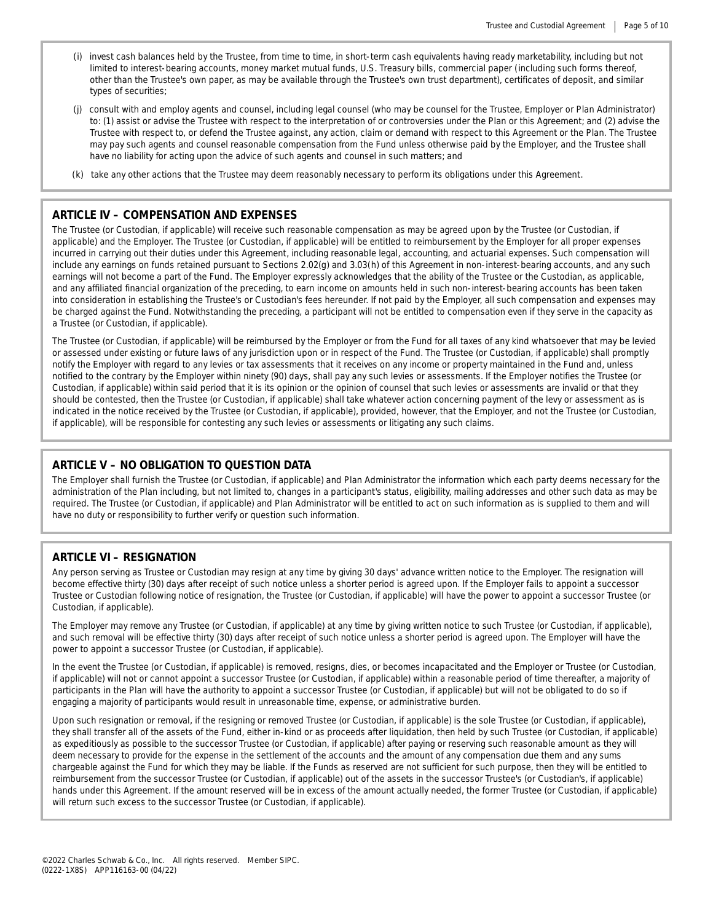(i) invest cash balances held by the Trustee, from time to time, in short-term cash equivalents having ready marketability, including but not limited to interest-bearing accounts, money market mutual funds, U.S. Treasury bills, commercial paper (including such forms thereof, other than the Trustee's own paper, as may be available through the Trustee's own trust department), certificates of deposit, and similar types of securities;

(j) consult with and employ agents and counsel, including legal counsel (who may be counsel for the Trustee, Employer or Plan Administrator) to: (1) assist or advise the Trustee with respect to the interpretation of or controversies under the Plan or this Agreement; and (2) advise the Trustee with respect to, or defend the Trustee against, any action, claim or demand with respect to this Agreement or the Plan. The Trustee may pay such agents and counsel reasonable compensation from the Fund unless otherwise paid by the Employer, and the Trustee shall have no liability for acting upon the advice of such agents and counsel in such matters; and

(k) take any other actions that the Trustee may deem reasonably necessary to perform its obligations under this Agreement.

## ARTICLE IV – COMPENSATION AND EXPENSES

The Trustee (or Custodian, if applicable) will receive such reasonable compensation as may be agreed upon by the Trustee (or Custodian, if applicable) and the Employer. The Trustee (or Custodian, if applicable) will be entitled to reimbursement by the Employer for all proper expenses incurred in carrying out their duties under this Agreement, including reasonable legal, accounting, and actuarial expenses. Such compensation will include any earnings on funds retained pursuant to Sections 2.02(g) and 3.03(h) of this Agreement in non-interest-bearing accounts, and any such earnings will not become a part of the Fund. The Employer expressly acknowledges that the ability of the Trustee or the Custodian, as applicable, and any affiliated financial organization of the preceding, to earn income on amounts held in such non-interest-bearing accounts has been taken into consideration in establishing the Trustee's or Custodian's fees hereunder. If not paid by the Employer, all such compensation and expenses may be charged against the Fund. Notwithstanding the preceding, a participant will not be entitled to compensation even if they serve in the capacity as a Trustee (or Custodian, if applicable).

The Trustee (or Custodian, if applicable) will be reimbursed by the Employer or from the Fund for all taxes of any kind whatsoever that may be levied or assessed under existing or future laws of any jurisdiction upon or in respect of the Fund. The Trustee (or Custodian, if applicable) shall promptly notify the Employer with regard to any levies or tax assessments that it receives on any income or property maintained in the Fund and, unless notified to the contrary by the Employer within ninety (90) days, shall pay any such levies or assessments. If the Employer notifies the Trustee (or Custodian, if applicable) within said period that it is its opinion or the opinion of counsel that such levies or assessments are invalid or that they should be contested, then the Trustee (or Custodian, if applicable) shall take whatever action concerning payment of the levy or assessment as is indicated in the notice received by the Trustee (or Custodian, if applicable), provided, however, that the Employer, and not the Trustee (or Custodian, if applicable), will be responsible for contesting any such levies or assessments or litigating any such claims.

## ARTICLE V – NO OBLIGATION TO QUESTION DATA

The Employer shall furnish the Trustee (or Custodian, if applicable) and Plan Administrator the information which each party deems necessary for the administration of the Plan including, but not limited to, changes in a participant's status, eligibility, mailing addresses and other such data as may be required. The Trustee (or Custodian, if applicable) and Plan Administrator will be entitled to act on such information as is supplied to them and will have no duty or responsibility to further verify or question such information.

## ARTICLE VI – RESIGNATION

Any person serving as Trustee or Custodian may resign at any time by giving 30 days' advance written notice to the Employer. The resignation will become effective thirty (30) days after receipt of such notice unless a shorter period is agreed upon. If the Employer fails to appoint a successor Trustee or Custodian following notice of resignation, the Trustee (or Custodian, if applicable) will have the power to appoint a successor Trustee (or Custodian, if applicable).

The Employer may remove any Trustee (or Custodian, if applicable) at any time by giving written notice to such Trustee (or Custodian, if applicable), and such removal will be effective thirty (30) days after receipt of such notice unless a shorter period is agreed upon. The Employer will have the power to appoint a successor Trustee (or Custodian, if applicable).

In the event the Trustee (or Custodian, if applicable) is removed, resigns, dies, or becomes incapacitated and the Employer or Trustee (or Custodian, if applicable) will not or cannot appoint a successor Trustee (or Custodian, if applicable) within a reasonable period of time thereafter, a majority of participants in the Plan will have the authority to appoint a successor Trustee (or Custodian, if applicable) but will not be obligated to do so if engaging a majority of participants would result in unreasonable time, expense, or administrative burden.

Upon such resignation or removal, if the resigning or removed Trustee (or Custodian, if applicable) is the sole Trustee (or Custodian, if applicable), they shall transfer all of the assets of the Fund, either in-kind or as proceeds after liquidation, then held by such Trustee (or Custodian, if applicable) as expeditiously as possible to the successor Trustee (or Custodian, if applicable) after paying or reserving such reasonable amount as they will deem necessary to provide for the expense in the settlement of the accounts and the amount of any compensation due them and any sums chargeable against the Fund for which they may be liable. If the Funds as reserved are not sufficient for such purpose, then they will be entitled to reimbursement from the successor Trustee (or Custodian, if applicable) out of the assets in the successor Trustee's (or Custodian's, if applicable) hands under this Agreement. If the amount reserved will be in excess of the amount actually needed, the former Trustee (or Custodian, if applicable) will return such excess to the successor Trustee (or Custodian, if applicable).

©2022 Charles Schwab & Co., Inc. All rights reserved. Member SIPC.
(0222-1X8S) APP116163-00 (04/22)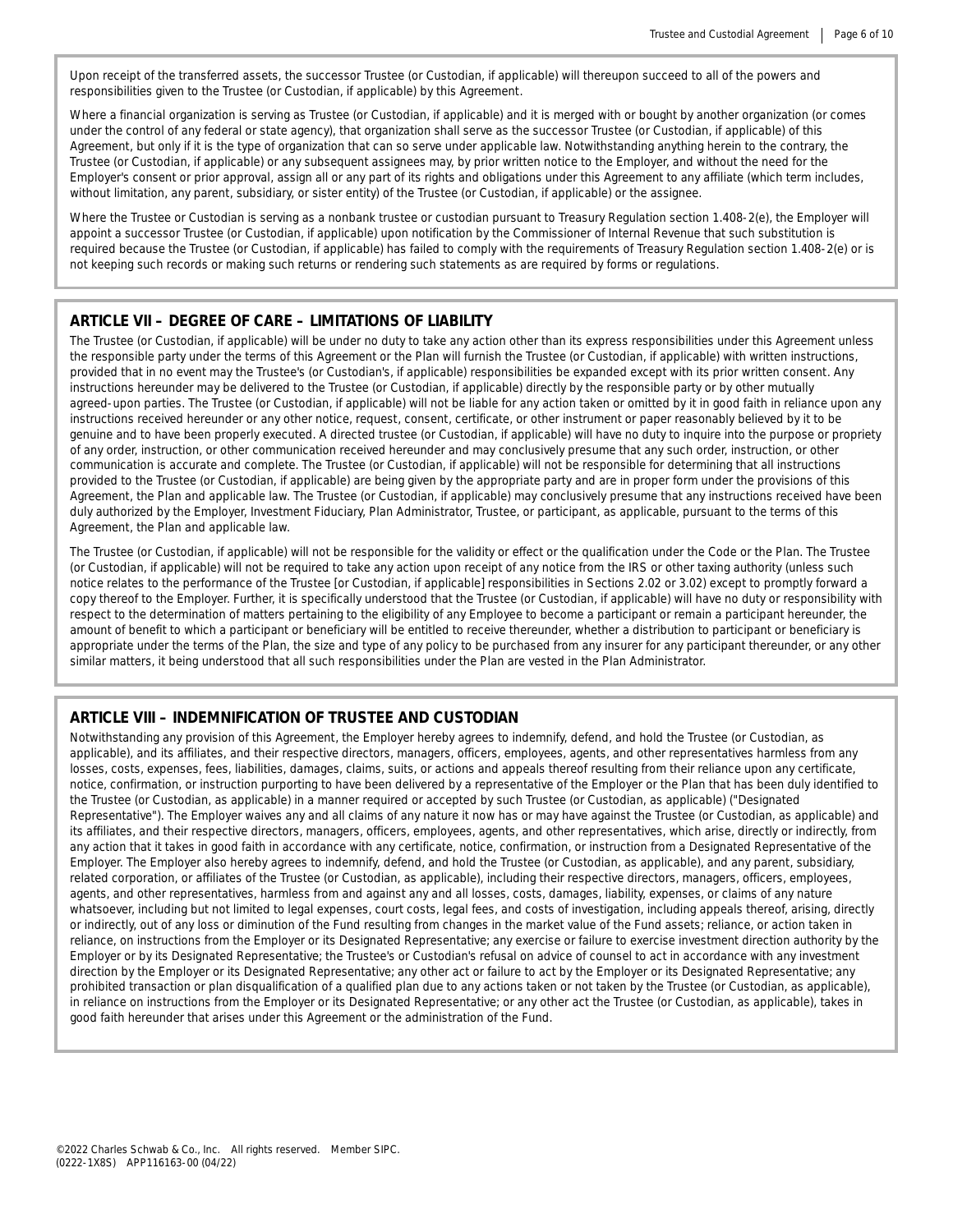Upon receipt of the transferred assets, the successor Trustee (or Custodian, if applicable) will thereupon succeed to all of the powers and responsibilities given to the Trustee (or Custodian, if applicable) by this Agreement.

Where a financial organization is serving as Trustee (or Custodian, if applicable) and it is merged with or bought by another organization (or comes under the control of any federal or state agency), that organization shall serve as the successor Trustee (or Custodian, if applicable) of this Agreement, but only if it is the type of organization that can so serve under applicable law. Notwithstanding anything herein to the contrary, the Trustee (or Custodian, if applicable) or any subsequent assignees may, by prior written notice to the Employer, and without the need for the Employer's consent or prior approval, assign all or any part of its rights and obligations under this Agreement to any affiliate (which term includes, without limitation, any parent, subsidiary, or sister entity) of the Trustee (or Custodian, if applicable) or the assignee.

Where the Trustee or Custodian is serving as a nonbank trustee or custodian pursuant to Treasury Regulation section 1.408-2(e), the Employer will appoint a successor Trustee (or Custodian, if applicable) upon notification by the Commissioner of Internal Revenue that such substitution is required because the Trustee (or Custodian, if applicable) has failed to comply with the requirements of Treasury Regulation section 1.408-2(e) or is not keeping such records or making such returns or rendering such statements as are required by forms or regulations.

## ARTICLE VII – DEGREE OF CARE – LIMITATIONS OF LIABILITY

The Trustee (or Custodian, if applicable) will be under no duty to take any action other than its express responsibilities under this Agreement unless the responsible party under the terms of this Agreement or the Plan will furnish the Trustee (or Custodian, if applicable) with written instructions, provided that in no event may the Trustee's (or Custodian's, if applicable) responsibilities be expanded except with its prior written consent. Any instructions hereunder may be delivered to the Trustee (or Custodian, if applicable) directly by the responsible party or by other mutually agreed-upon parties. The Trustee (or Custodian, if applicable) will not be liable for any action taken or omitted by it in good faith in reliance upon any instructions received hereunder or any other notice, request, consent, certificate, or other instrument or paper reasonably believed by it to be genuine and to have been properly executed. A directed trustee (or Custodian, if applicable) will have no duty to inquire into the purpose or propriety of any order, instruction, or other communication received hereunder and may conclusively presume that any such order, instruction, or other communication is accurate and complete. The Trustee (or Custodian, if applicable) will not be responsible for determining that all instructions provided to the Trustee (or Custodian, if applicable) are being given by the appropriate party and are in proper form under the provisions of this Agreement, the Plan and applicable law. The Trustee (or Custodian, if applicable) may conclusively presume that any instructions received have been duly authorized by the Employer, Investment Fiduciary, Plan Administrator, Trustee, or participant, as applicable, pursuant to the terms of this Agreement, the Plan and applicable law.

The Trustee (or Custodian, if applicable) will not be responsible for the validity or effect or the qualification under the Code or the Plan. The Trustee (or Custodian, if applicable) will not be required to take any action upon receipt of any notice from the IRS or other taxing authority (unless such notice relates to the performance of the Trustee [or Custodian, if applicable] responsibilities in Sections 2.02 or 3.02) except to promptly forward a copy thereof to the Employer. Further, it is specifically understood that the Trustee (or Custodian, if applicable) will have no duty or responsibility with respect to the determination of matters pertaining to the eligibility of any Employee to become a participant or remain a participant hereunder, the amount of benefit to which a participant or beneficiary will be entitled to receive thereunder, whether a distribution to participant or beneficiary is appropriate under the terms of the Plan, the size and type of any policy to be purchased from any insurer for any participant thereunder, or any other similar matters, it being understood that all such responsibilities under the Plan are vested in the Plan Administrator.

## ARTICLE VIII – INDEMNIFICATION OF TRUSTEE AND CUSTODIAN

Notwithstanding any provision of this Agreement, the Employer hereby agrees to indemnify, defend, and hold the Trustee (or Custodian, as applicable), and its affiliates, and their respective directors, managers, officers, employees, agents, and other representatives harmless from any losses, costs, expenses, fees, liabilities, damages, claims, suits, or actions and appeals thereof resulting from their reliance upon any certificate, notice, confirmation, or instruction purporting to have been delivered by a representative of the Employer or the Plan that has been duly identified to the Trustee (or Custodian, as applicable) in a manner required or accepted by such Trustee (or Custodian, as applicable) ("Designated Representative"). The Employer waives any and all claims of any nature it now has or may have against the Trustee (or Custodian, as applicable) and its affiliates, and their respective directors, managers, officers, employees, agents, and other representatives, which arise, directly or indirectly, from any action that it takes in good faith in accordance with any certificate, notice, confirmation, or instruction from a Designated Representative of the Employer. The Employer also hereby agrees to indemnify, defend, and hold the Trustee (or Custodian, as applicable), and any parent, subsidiary, related corporation, or affiliates of the Trustee (or Custodian, as applicable), including their respective directors, managers, officers, employees, agents, and other representatives, harmless from and against any and all losses, costs, damages, liability, expenses, or claims of any nature whatsoever, including but not limited to legal expenses, court costs, legal fees, and costs of investigation, including appeals thereof, arising, directly or indirectly, out of any loss or diminution of the Fund resulting from changes in the market value of the Fund assets; reliance, or action taken in reliance, on instructions from the Employer or its Designated Representative; any exercise or failure to exercise investment direction authority by the Employer or by its Designated Representative; the Trustee's or Custodian's refusal on advice of counsel to act in accordance with any investment direction by the Employer or its Designated Representative; any other act or failure to act by the Employer or its Designated Representative; any prohibited transaction or plan disqualification of a qualified plan due to any actions taken or not taken by the Trustee (or Custodian, as applicable), in reliance on instructions from the Employer or its Designated Representative; or any other act the Trustee (or Custodian, as applicable), takes in good faith hereunder that arises under this Agreement or the administration of the Fund.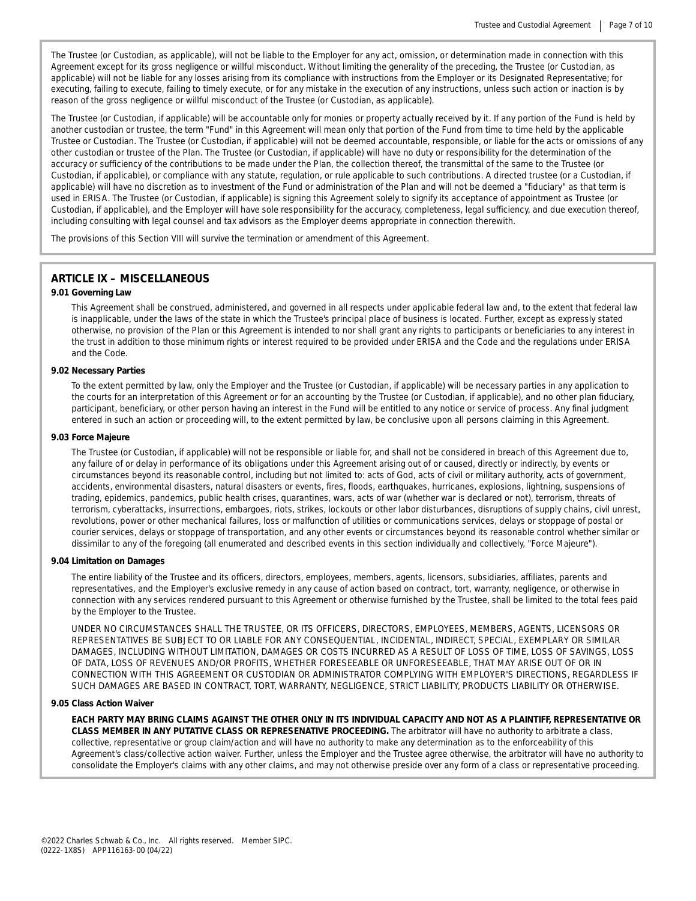The Trustee (or Custodian, as applicable), will not be liable to the Employer for any act, omission, or determination made in connection with this Agreement except for its gross negligence or willful misconduct. Without limiting the generality of the preceding, the Trustee (or Custodian, as applicable) will not be liable for any losses arising from its compliance with instructions from the Employer or its Designated Representative; for executing, failing to execute, failing to timely execute, or for any mistake in the execution of any instructions, unless such action or inaction is by reason of the gross negligence or willful misconduct of the Trustee (or Custodian, as applicable).

The Trustee (or Custodian, if applicable) will be accountable only for monies or property actually received by it. If any portion of the Fund is held by another custodian or trustee, the term "Fund" in this Agreement will mean only that portion of the Fund from time to time held by the applicable Trustee or Custodian. The Trustee (or Custodian, if applicable) will not be deemed accountable, responsible, or liable for the acts or omissions of any other custodian or trustee of the Plan. The Trustee (or Custodian, if applicable) will have no duty or responsibility for the determination of the accuracy or sufficiency of the contributions to be made under the Plan, the collection thereof, the transmittal of the same to the Trustee (or Custodian, if applicable), or compliance with any statute, regulation, or rule applicable to such contributions. A directed trustee (or a Custodian, if applicable) will have no discretion as to investment of the Fund or administration of the Plan and will not be deemed a "fiduciary" as that term is used in ERISA. The Trustee (or Custodian, if applicable) is signing this Agreement solely to signify its acceptance of appointment as Trustee (or Custodian, if applicable), and the Employer will have sole responsibility for the accuracy, completeness, legal sufficiency, and due execution thereof, including consulting with legal counsel and tax advisors as the Employer deems appropriate in connection therewith.

The provisions of this Section VIII will survive the termination or amendment of this Agreement.

## ARTICLE IX – MISCELLANEOUS

### 9.01 Governing Law

This Agreement shall be construed, administered, and governed in all respects under applicable federal law and, to the extent that federal law is inapplicable, under the laws of the state in which the Trustee's principal place of business is located. Further, except as expressly stated otherwise, no provision of the Plan or this Agreement is intended to nor shall grant any rights to participants or beneficiaries to any interest in the trust in addition to those minimum rights or interest required to be provided under ERISA and the Code and the regulations under ERISA and the Code.

### 9.02 Necessary Parties

To the extent permitted by law, only the Employer and the Trustee (or Custodian, if applicable) will be necessary parties in any application to the courts for an interpretation of this Agreement or for an accounting by the Trustee (or Custodian, if applicable), and no other plan fiduciary, participant, beneficiary, or other person having an interest in the Fund will be entitled to any notice or service of process. Any final judgment entered in such an action or proceeding will, to the extent permitted by law, be conclusive upon all persons claiming in this Agreement.

### 9.03 Force Majeure

The Trustee (or Custodian, if applicable) will not be responsible or liable for, and shall not be considered in breach of this Agreement due to, any failure of or delay in performance of its obligations under this Agreement arising out of or caused, directly or indirectly, by events or circumstances beyond its reasonable control, including but not limited to: acts of God, acts of civil or military authority, acts of government, accidents, environmental disasters, natural disasters or events, fires, floods, earthquakes, hurricanes, explosions, lightning, suspensions of trading, epidemics, pandemics, public health crises, quarantines, wars, acts of war (whether war is declared or not), terrorism, threats of terrorism, cyberattacks, insurrections, embargoes, riots, strikes, lockouts or other labor disturbances, disruptions of supply chains, civil unrest, revolutions, power or other mechanical failures, loss or malfunction of utilities or communications services, delays or stoppage of postal or courier services, delays or stoppage of transportation, and any other events or circumstances beyond its reasonable control whether similar or dissimilar to any of the foregoing (all enumerated and described events in this section individually and collectively, "Force Majeure").

### 9.04 Limitation on Damages

The entire liability of the Trustee and its officers, directors, employees, members, agents, licensors, subsidiaries, affiliates, parents and representatives, and the Employer's exclusive remedy in any cause of action based on contract, tort, warranty, negligence, or otherwise in connection with any services rendered pursuant to this Agreement or otherwise furnished by the Trustee, shall be limited to the total fees paid by the Employer to the Trustee.

UNDER NO CIRCUMSTANCES SHALL THE TRUSTEE, OR ITS OFFICERS, DIRECTORS, EMPLOYEES, MEMBERS, AGENTS, LICENSORS OR REPRESENTATIVES BE SUBJECT TO OR LIABLE FOR ANY CONSEQUENTIAL, INCIDENTAL, INDIRECT, SPECIAL, EXEMPLARY OR SIMILAR DAMAGES, INCLUDING WITHOUT LIMITATION, DAMAGES OR COSTS INCURRED AS A RESULT OF LOSS OF TIME, LOSS OF SAVINGS, LOSS OF DATA, LOSS OF REVENUES AND/OR PROFITS, WHETHER FORESEEABLE OR UNFORESEEABLE, THAT MAY ARISE OUT OF OR IN CONNECTION WITH THIS AGREEMENT OR CUSTODIAN OR ADMINISTRATOR COMPLYING WITH EMPLOYER'S DIRECTIONS, REGARDLESS IF SUCH DAMAGES ARE BASED IN CONTRACT, TORT, WARRANTY, NEGLIGENCE, STRICT LIABILITY, PRODUCTS LIABILITY OR OTHERWISE.

### 9.05 Class Action Waiver

**EACH PARTY MAY BRING CLAIMS AGAINST THE OTHER ONLY IN ITS INDIVIDUAL CAPACITY AND NOT AS A PLAINTIFF, REPRESENTATIVE OR CLASS MEMBER IN ANY PUTATIVE CLASS OR REPRESENATIVE PROCEEDING.** The arbitrator will have no authority to arbitrate a class, collective, representative or group claim/action and will have no authority to make any determination as to the enforceability of this Agreement's class/collective action waiver. Further, unless the Employer and the Trustee agree otherwise, the arbitrator will have no authority to consolidate the Employer's claims with any other claims, and may not otherwise preside over any form of a class or representative proceeding.

©2022 Charles Schwab & Co., Inc. All rights reserved. Member SIPC.
(0222-1X8S) APP116163-00 (04/22)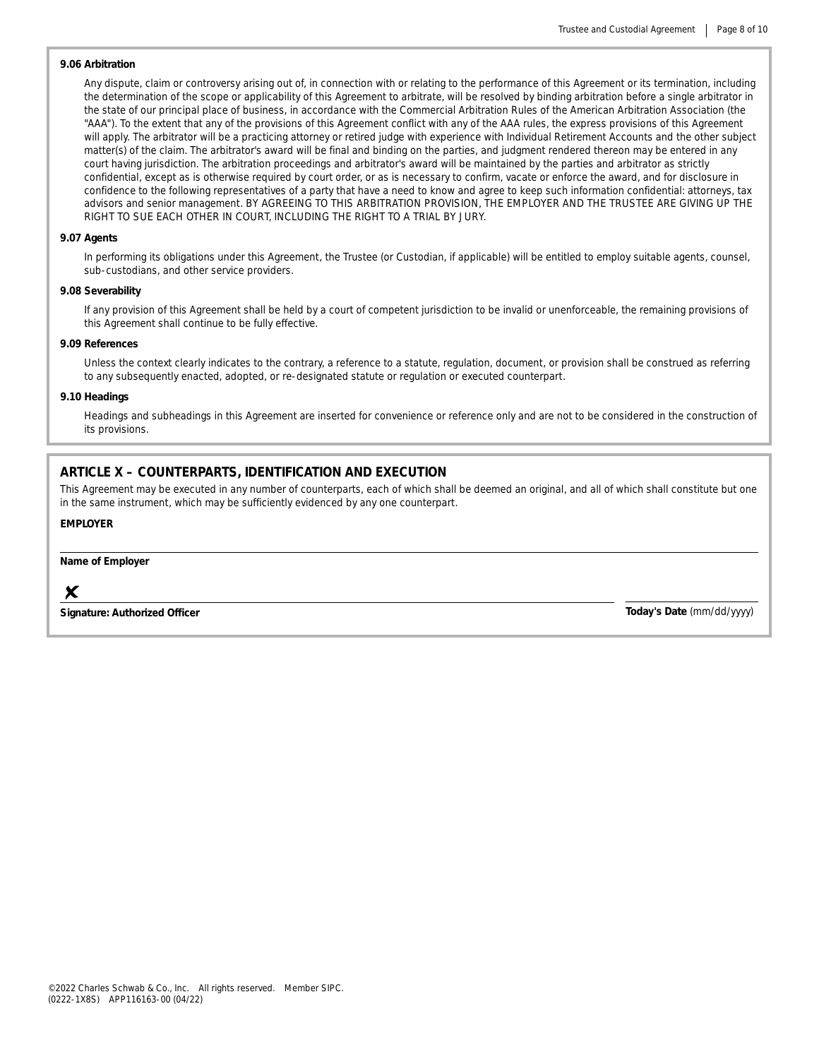**9.06 Arbitration**

Any dispute, claim or controversy arising out of, in connection with or relating to the performance of this Agreement or its termination, including the determination of the scope or applicability of this Agreement to arbitrate, will be resolved by binding arbitration before a single arbitrator in the state of our principal place of business, in accordance with the Commercial Arbitration Rules of the American Arbitration Association (the "AAA"). To the extent that any of the provisions of this Agreement conflict with any of the AAA rules, the express provisions of this Agreement will apply. The arbitrator will be a practicing attorney or retired judge with experience with Individual Retirement Accounts and the other subject matter(s) of the claim. The arbitrator's award will be final and binding on the parties, and judgment rendered thereon may be entered in any court having jurisdiction. The arbitration proceedings and arbitrator's award will be maintained by the parties and arbitrator as strictly confidential, except as is otherwise required by court order, or as is necessary to confirm, vacate or enforce the award, and for disclosure in confidence to the following representatives of a party that have a need to know and agree to keep such information confidential: attorneys, tax advisors and senior management. BY AGREEING TO THIS ARBITRATION PROVISION, THE EMPLOYER AND THE TRUSTEE ARE GIVING UP THE RIGHT TO SUE EACH OTHER IN COURT, INCLUDING THE RIGHT TO A TRIAL BY JURY.

**9.07 Agents**

In performing its obligations under this Agreement, the Trustee (or Custodian, if applicable) will be entitled to employ suitable agents, counsel, sub-custodians, and other service providers.

**9.08 Severability**

If any provision of this Agreement shall be held by a court of competent jurisdiction to be invalid or unenforceable, the remaining provisions of this Agreement shall continue to be fully effective.

**9.09 References**

Unless the context clearly indicates to the contrary, a reference to a statute, regulation, document, or provision shall be construed as referring to any subsequently enacted, adopted, or re-designated statute or regulation or executed counterpart.

**9.10 Headings**

Headings and subheadings in this Agreement are inserted for convenience or reference only and are not to be considered in the construction of its provisions.

## ARTICLE X – COUNTERPARTS, IDENTIFICATION AND EXECUTION

This Agreement may be executed in any number of counterparts, each of which shall be deemed an original, and all of which shall constitute but one in the same instrument, which may be sufficiently evidenced by any one counterpart.

**EMPLOYER**

_______________________________________________

**Name of Employer**

✘ _______________________________________________

**Signature: Authorized Officer**

_______________

**Today's Date** (mm/dd/yyyy)

©2022 Charles Schwab & Co., Inc. All rights reserved. Member SIPC.
(0222-1X8S) APP116163-00 (04/22)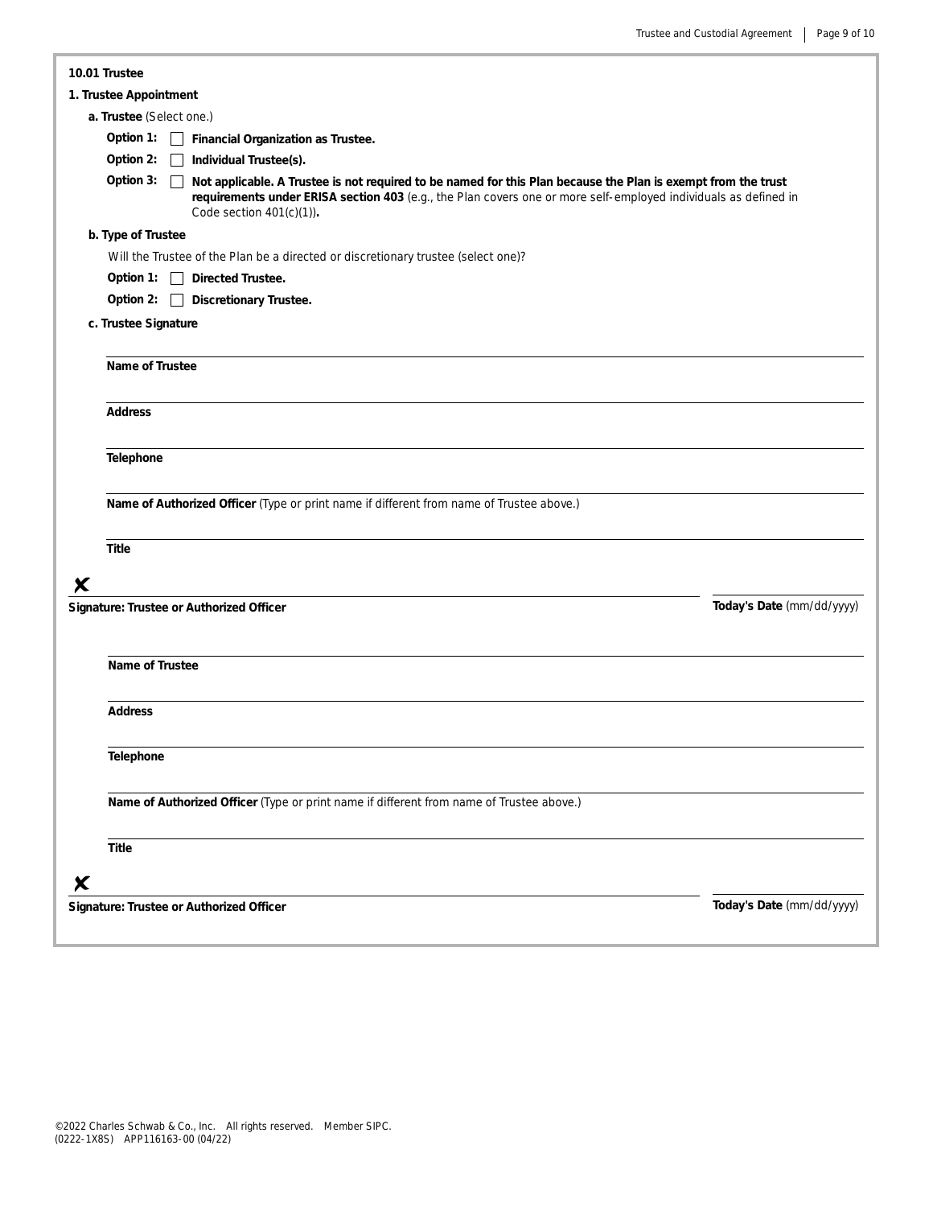### 10.01 Trustee

**1. Trustee Appointment**

**a. Trustee** (Select one.)

**Option 1:** ☐ **Financial Organization as Trustee.**

**Option 2:** ☐ **Individual Trustee(s).**

**Option 3:** ☐ **Not applicable. A Trustee is not required to be named for this Plan because the Plan is exempt from the trust requirements under ERISA section 403** (e.g., the Plan covers one or more self-employed individuals as defined in Code section 401(c)(1))**.**

**b. Type of Trustee**

Will the Trustee of the Plan be a directed or discretionary trustee (select one)?

**Option 1:** ☐ **Directed Trustee.**

**Option 2:** ☐ **Discretionary Trustee.**

**c. Trustee Signature**

**Name of Trustee**

**Address**

**Telephone**

**Name of Authorized Officer** (Type or print name if different from name of Trustee above.)

**Title**

✘

**Signature: Trustee or Authorized Officer** — **Today's Date** (mm/dd/yyyy)

**Name of Trustee**

**Address**

**Telephone**

**Name of Authorized Officer** (Type or print name if different from name of Trustee above.)

**Title**

✘

**Signature: Trustee or Authorized Officer** — **Today's Date** (mm/dd/yyyy)

©2022 Charles Schwab & Co., Inc. All rights reserved. Member SIPC.
(0222-1X8S) APP116163-00 (04/22)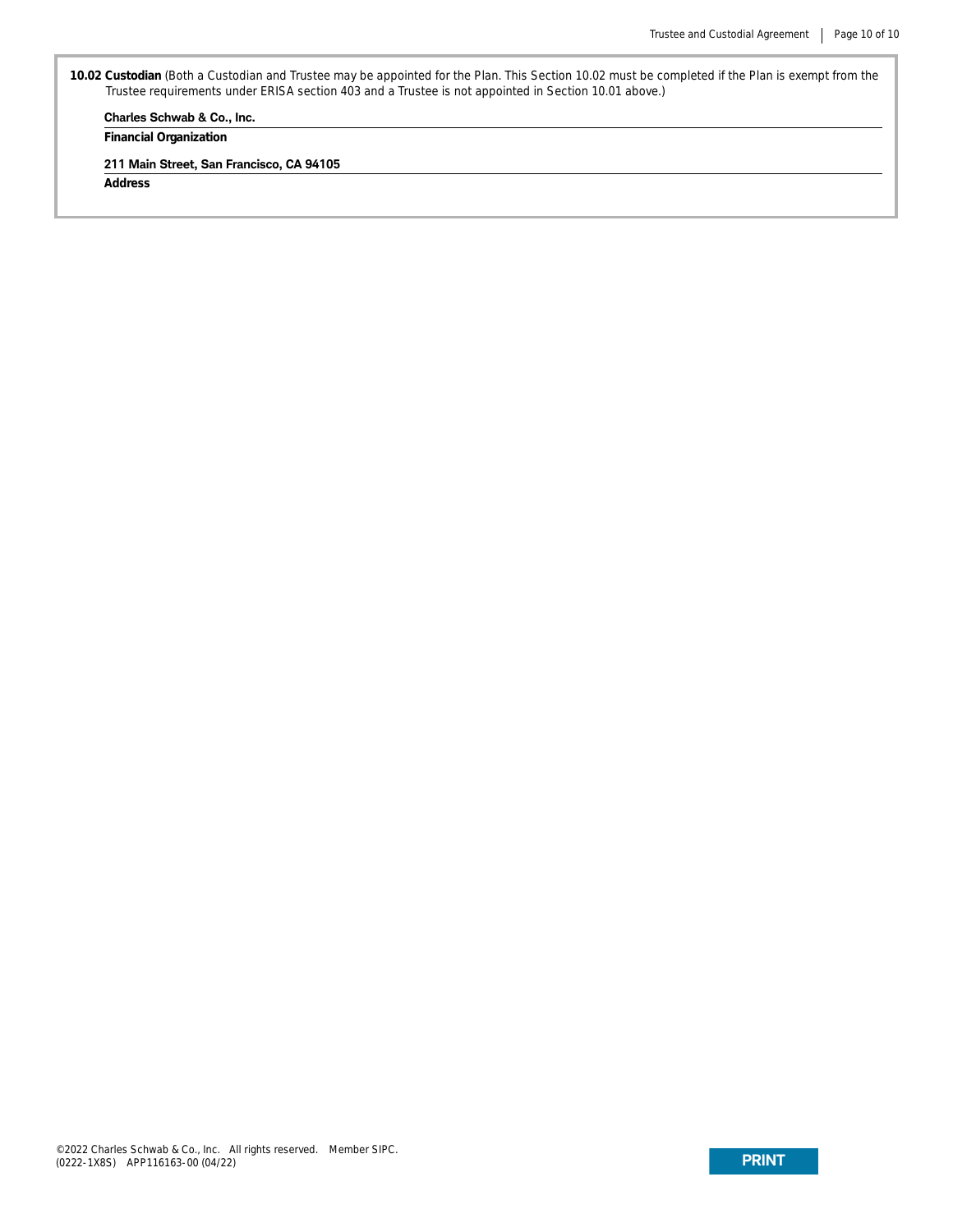**10.02 Custodian** (Both a Custodian and Trustee may be appointed for the Plan. This Section 10.02 must be completed if the Plan is exempt from the Trustee requirements under ERISA section 403 and a Trustee is not appointed in Section 10.01 above.)

**Charles Schwab & Co., Inc.**

**Financial Organization**

**211 Main Street, San Francisco, CA 94105**

**Address**

©2022 Charles Schwab & Co., Inc. All rights reserved. Member SIPC.
(0222-1X8S) APP116163-00 (04/22)

PRINT